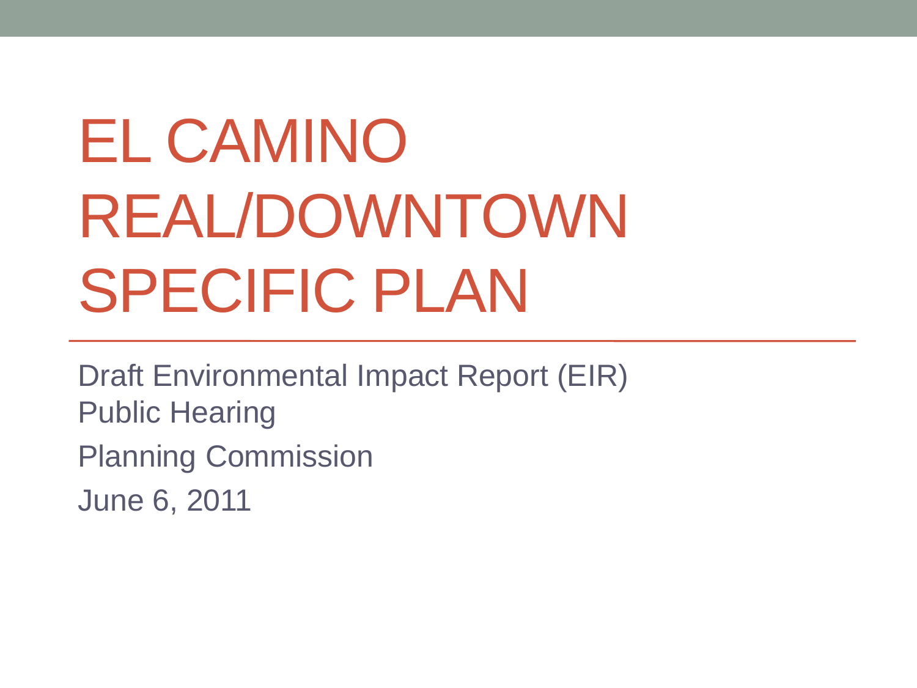# EL CAMINO REAL/DOWNTOWN SPECIFIC PLAN

Draft Environmental Impact Report (EIR) Public Hearing

Planning Commission

June 6, 2011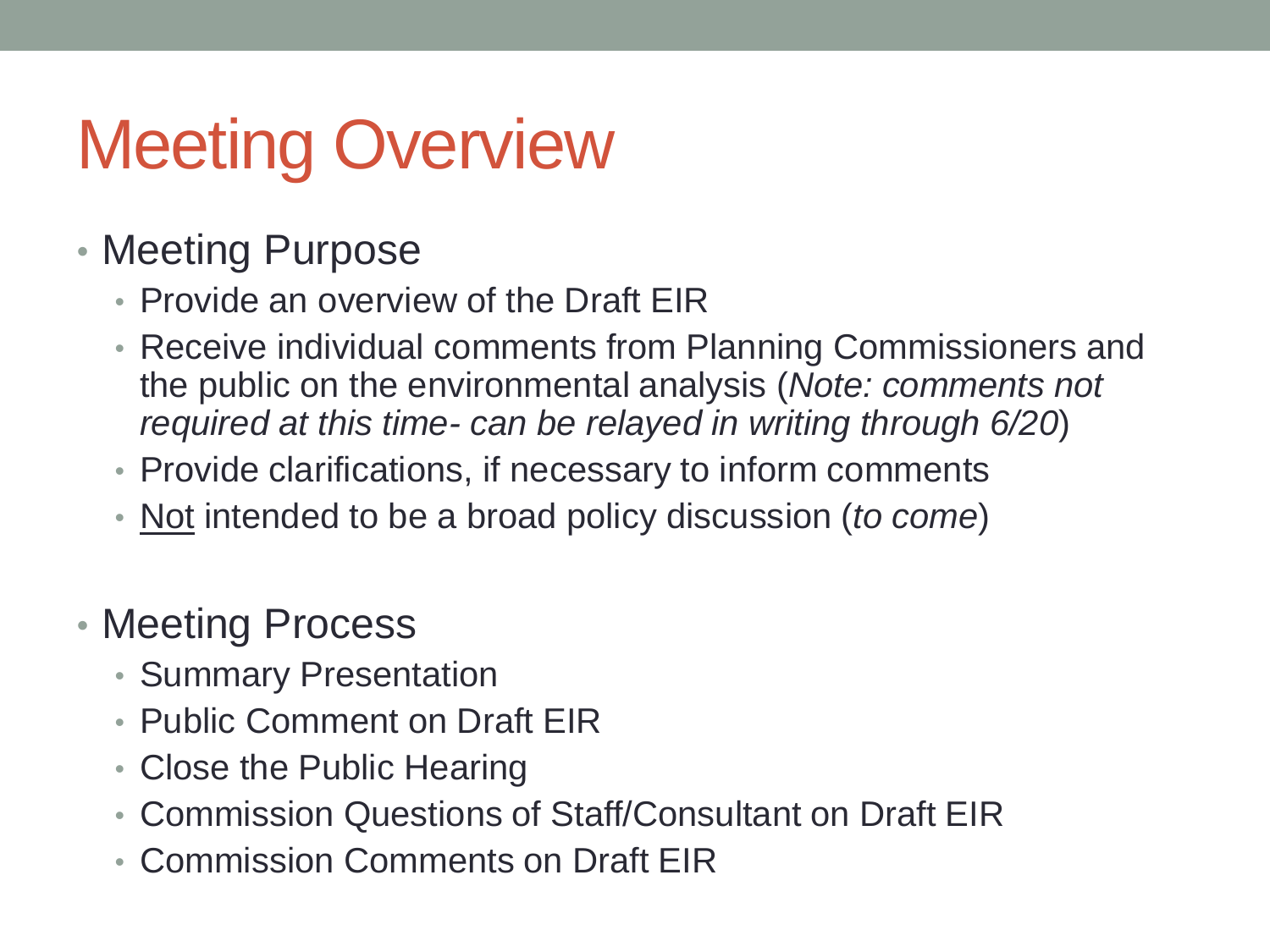# Meeting Overview

- Meeting Purpose
  - Provide an overview of the Draft EIR
  - Receive individual comments from Planning Commissioners and the public on the environmental analysis (*Note: comments not required at this time- can be relayed in writing through 6/20*)
  - Provide clarifications, if necessary to inform comments
  - <u>Not</u> intended to be a broad policy discussion (*to come*)

- Meeting Process
  - Summary Presentation
  - Public Comment on Draft EIR
  - Close the Public Hearing
  - Commission Questions of Staff/Consultant on Draft EIR
  - Commission Comments on Draft EIR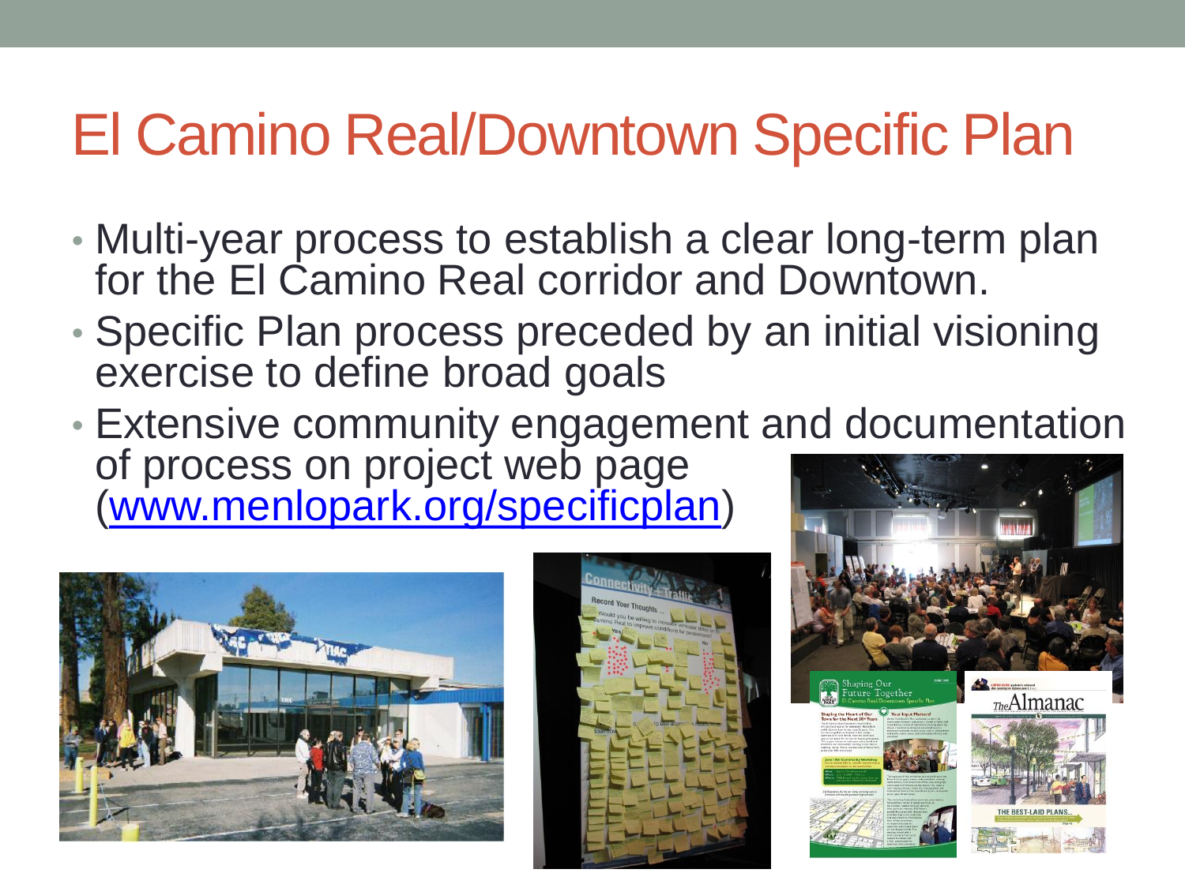# El Camino Real/Downtown Specific Plan

- Multi-year process to establish a clear long-term plan for the El Camino Real corridor and Downtown.
- Specific Plan process preceded by an initial visioning exercise to define broad goals
- Extensive community engagement and documentation of process on project web page ([www.menlopark.org/specificplan](http://www.menlopark.org/specificplan))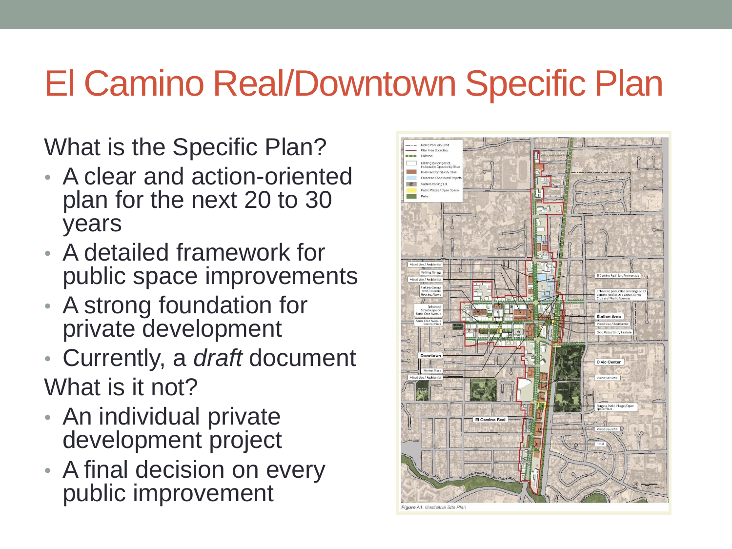# El Camino Real/Downtown Specific Plan

What is the Specific Plan?

- A clear and action-oriented plan for the next 20 to 30 years
- A detailed framework for public space improvements
- A strong foundation for private development
- Currently, a *draft* document

What is it not?

- An individual private development project
- A final decision on every public improvement

Figure A1. Illustrative Site Plan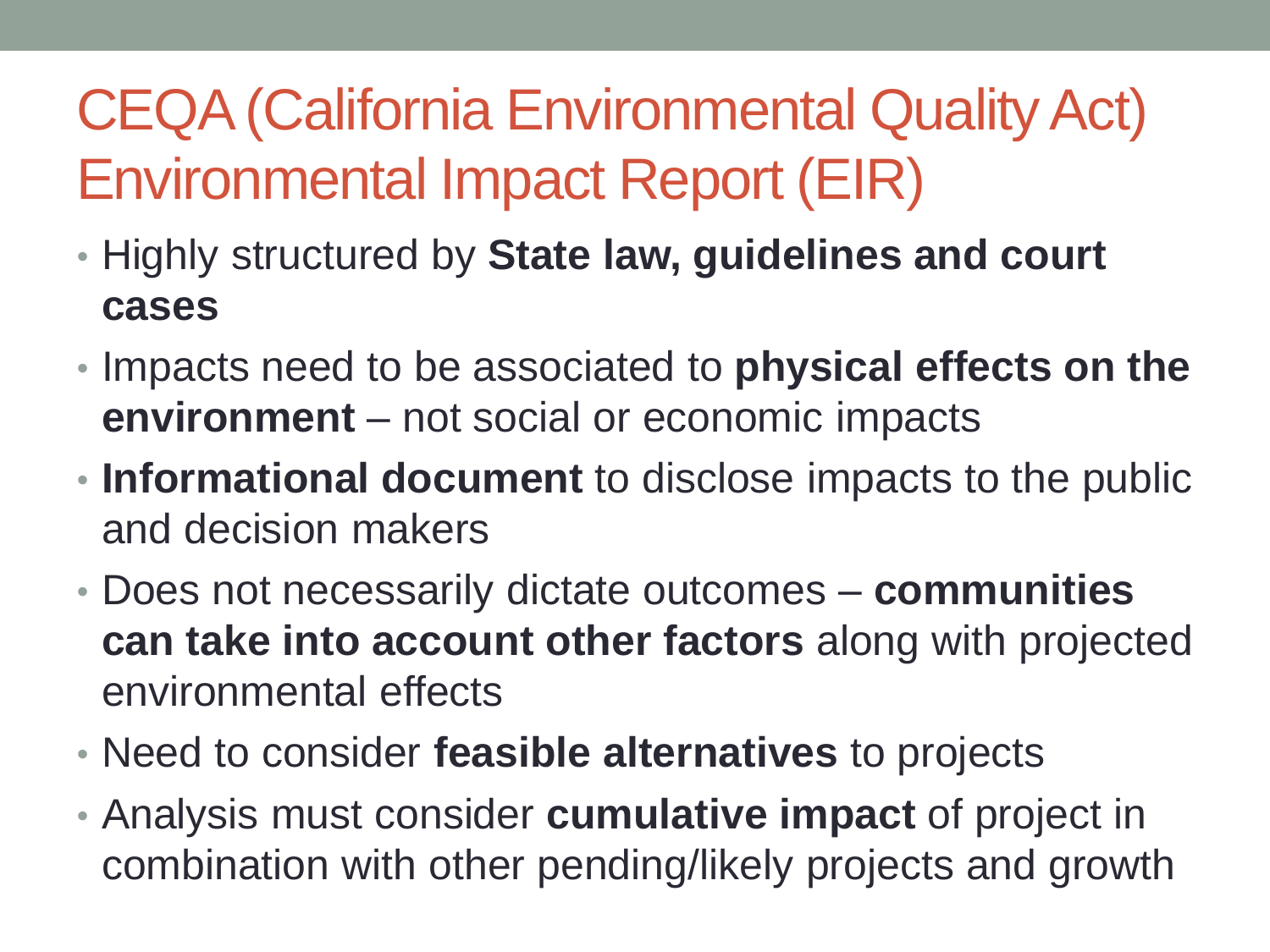# CEQA (California Environmental Quality Act) Environmental Impact Report (EIR)

- Highly structured by **State law, guidelines and court cases**
- Impacts need to be associated to **physical effects on the environment** – not social or economic impacts
- **Informational document** to disclose impacts to the public and decision makers
- Does not necessarily dictate outcomes – **communities can take into account other factors** along with projected environmental effects
- Need to consider **feasible alternatives** to projects
- Analysis must consider **cumulative impact** of project in combination with other pending/likely projects and growth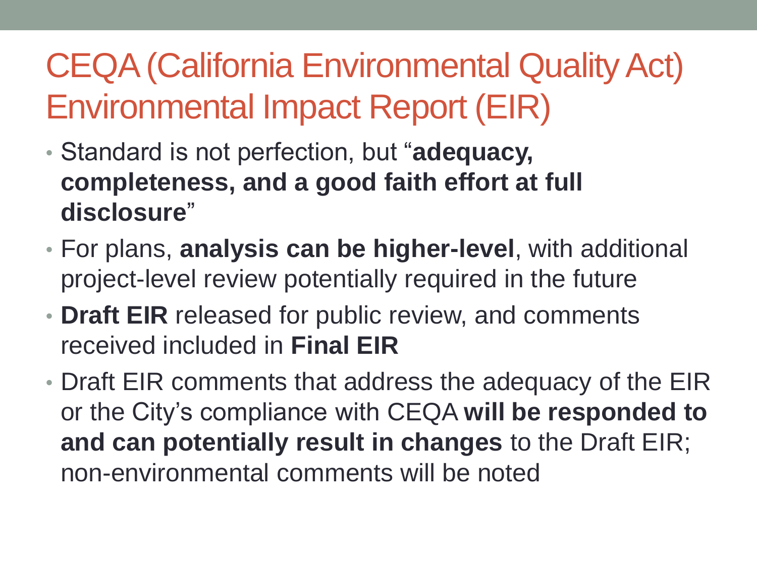# CEQA (California Environmental Quality Act) Environmental Impact Report (EIR)

- Standard is not perfection, but “**adequacy, completeness, and a good faith effort at full disclosure**”
- For plans, **analysis can be higher-level**, with additional project-level review potentially required in the future
- **Draft EIR** released for public review, and comments received included in **Final EIR**
- Draft EIR comments that address the adequacy of the EIR or the City’s compliance with CEQA **will be responded to and can potentially result in changes** to the Draft EIR; non-environmental comments will be noted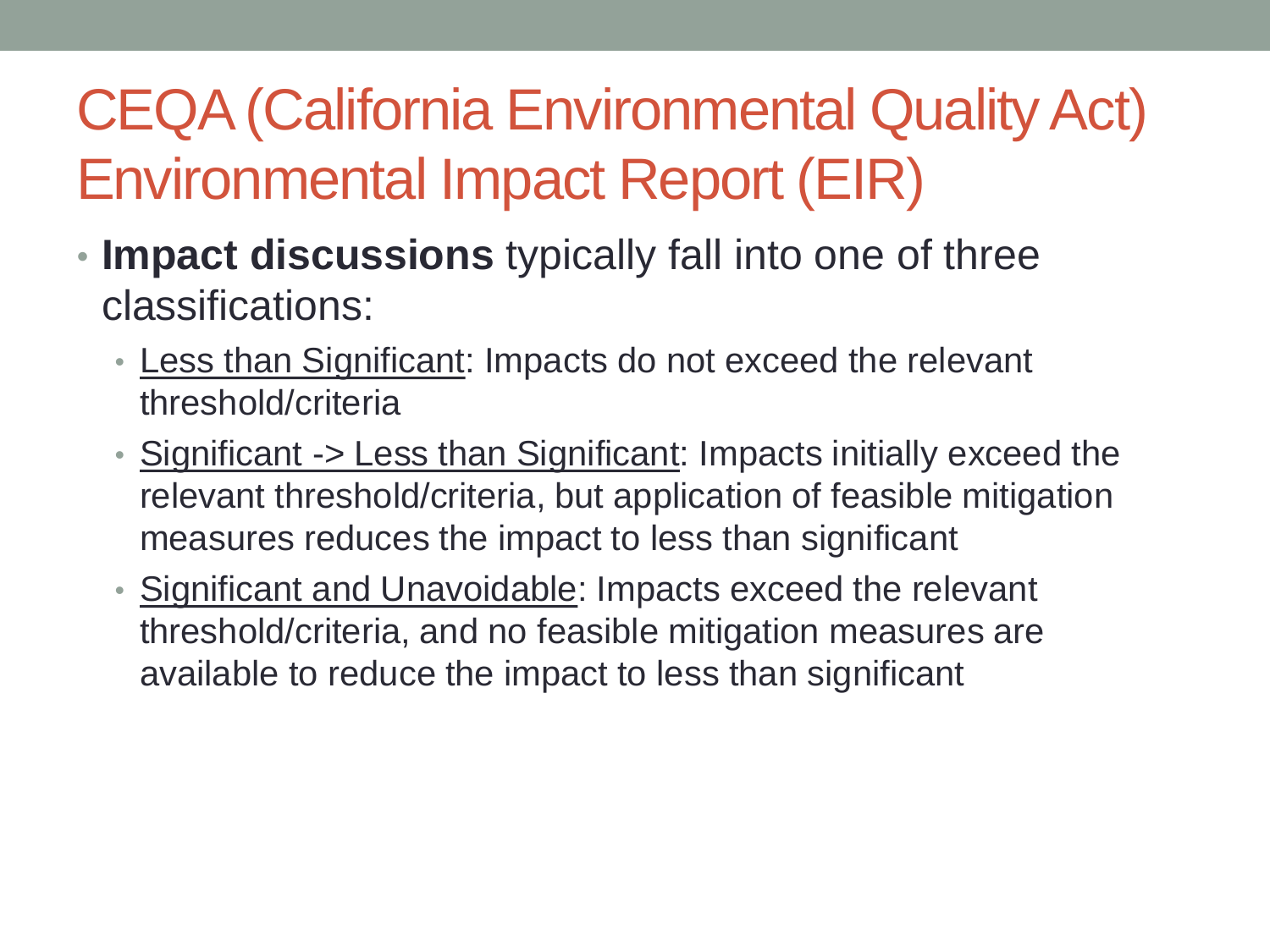# CEQA (California Environmental Quality Act) Environmental Impact Report (EIR)

- **Impact discussions** typically fall into one of three classifications:
  - Less than Significant: Impacts do not exceed the relevant threshold/criteria
  - Significant -> Less than Significant: Impacts initially exceed the relevant threshold/criteria, but application of feasible mitigation measures reduces the impact to less than significant
  - Significant and Unavoidable: Impacts exceed the relevant threshold/criteria, and no feasible mitigation measures are available to reduce the impact to less than significant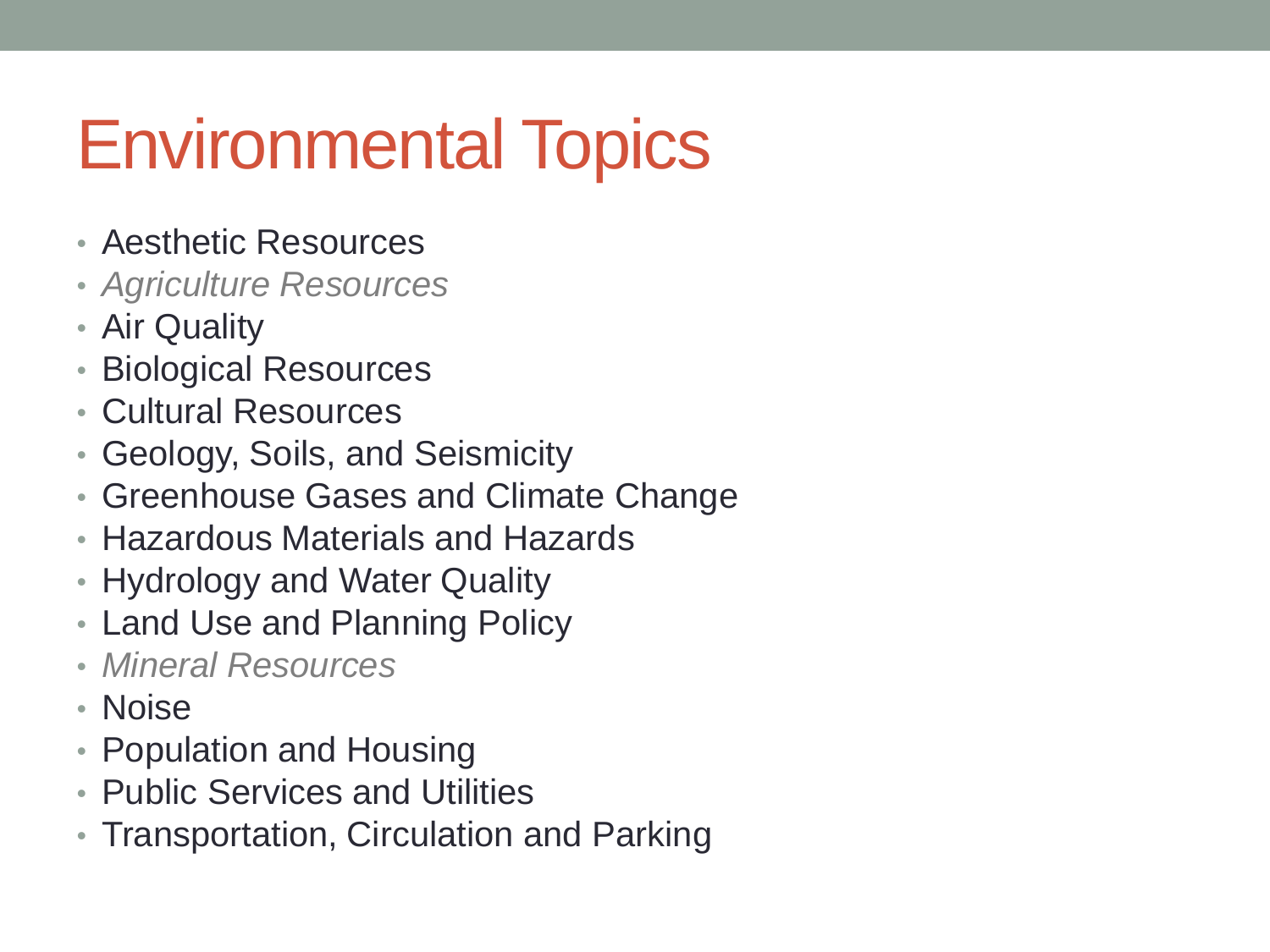# Environmental Topics

- Aesthetic Resources
- *Agriculture Resources*
- Air Quality
- Biological Resources
- Cultural Resources
- Geology, Soils, and Seismicity
- Greenhouse Gases and Climate Change
- Hazardous Materials and Hazards
- Hydrology and Water Quality
- Land Use and Planning Policy
- *Mineral Resources*
- Noise
- Population and Housing
- Public Services and Utilities
- Transportation, Circulation and Parking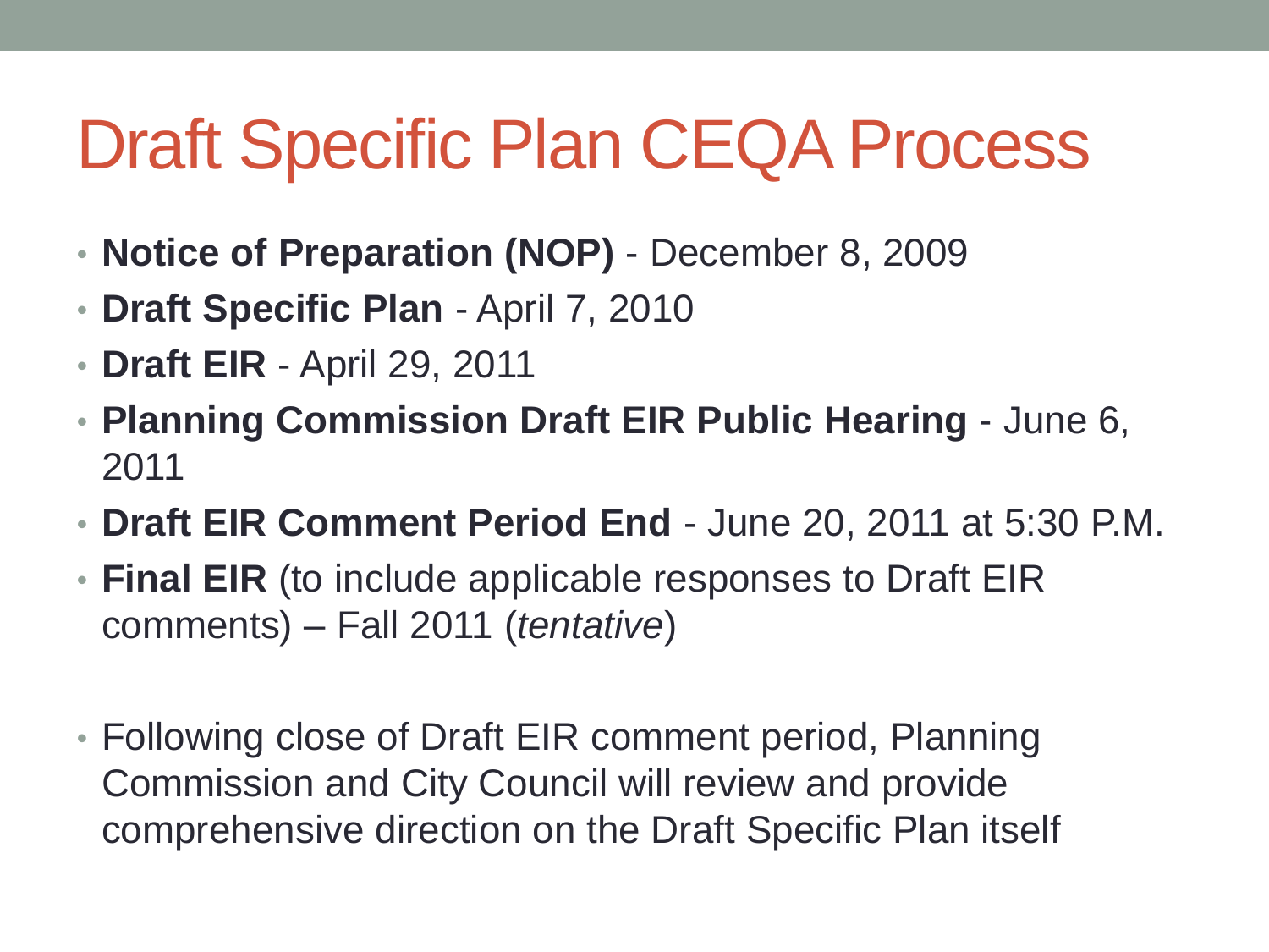# Draft Specific Plan CEQA Process

- **Notice of Preparation (NOP)** - December 8, 2009
- **Draft Specific Plan** - April 7, 2010
- **Draft EIR** - April 29, 2011
- **Planning Commission Draft EIR Public Hearing** - June 6, 2011
- **Draft EIR Comment Period End** - June 20, 2011 at 5:30 P.M.
- **Final EIR** (to include applicable responses to Draft EIR comments) – Fall 2011 (*tentative*)

- Following close of Draft EIR comment period, Planning Commission and City Council will review and provide comprehensive direction on the Draft Specific Plan itself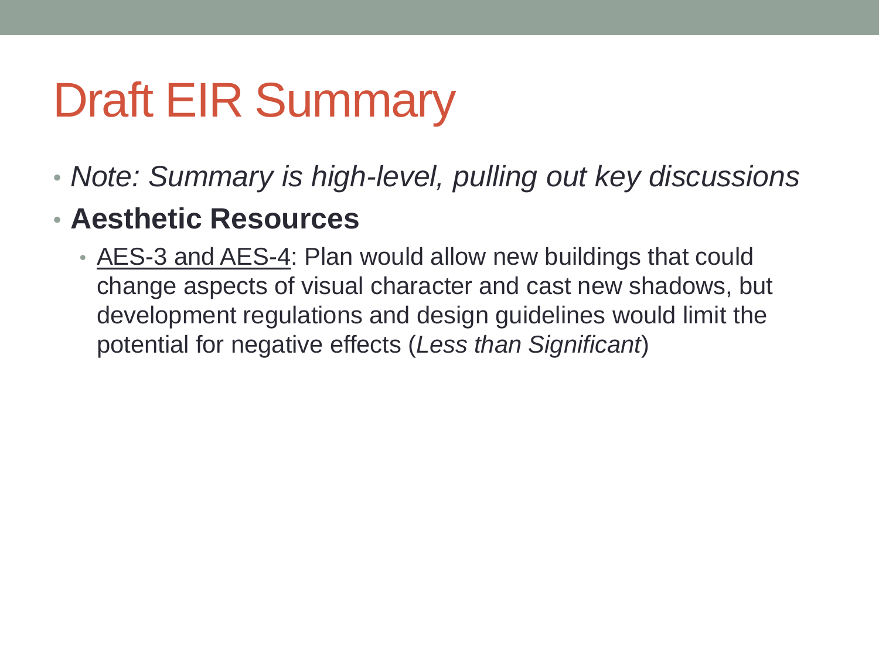# Draft EIR Summary

- *Note: Summary is high-level, pulling out key discussions*
- **Aesthetic Resources**
  - <u>AES-3 and AES-4</u>: Plan would allow new buildings that could change aspects of visual character and cast new shadows, but development regulations and design guidelines would limit the potential for negative effects (*Less than Significant*)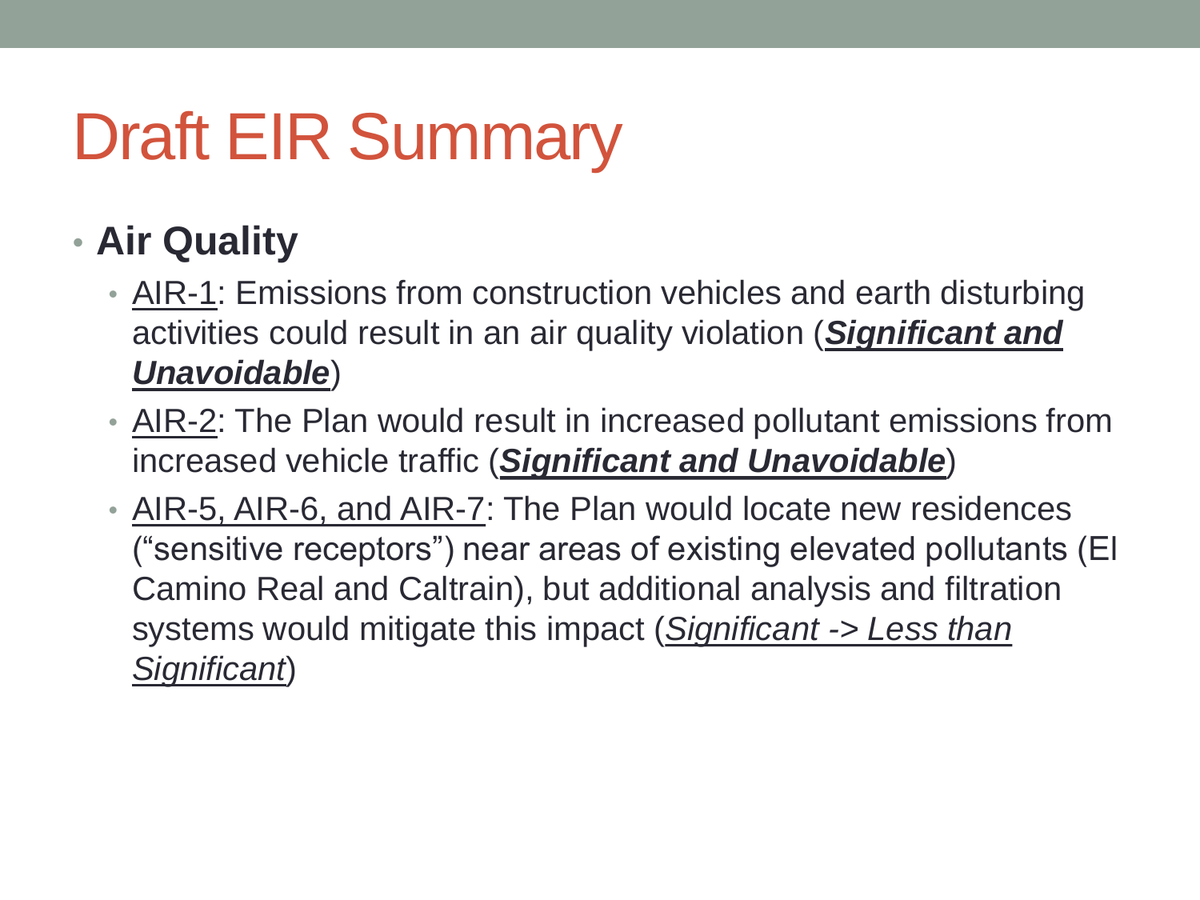# Draft EIR Summary

- **Air Quality**
  - <u>AIR-1</u>: Emissions from construction vehicles and earth disturbing activities could result in an air quality violation (***<u>Significant and Unavoidable</u>***)
  - <u>AIR-2</u>: The Plan would result in increased pollutant emissions from increased vehicle traffic (***<u>Significant and Unavoidable</u>***)
  - <u>AIR-5, AIR-6, and AIR-7</u>: The Plan would locate new residences ("sensitive receptors") near areas of existing elevated pollutants (El Camino Real and Caltrain), but additional analysis and filtration systems would mitigate this impact (*<u>Significant -> Less than Significant</u>*)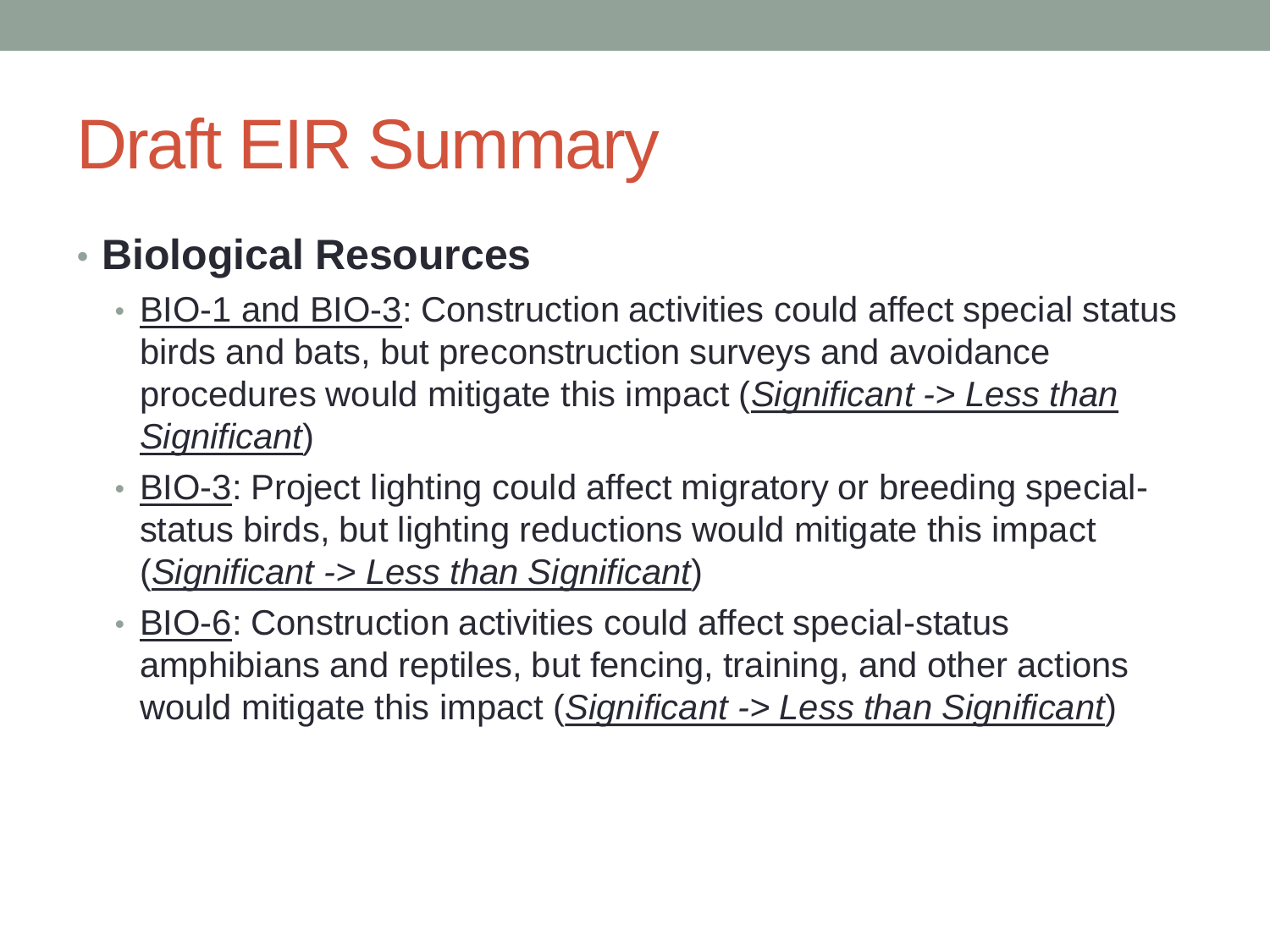# Draft EIR Summary

- **Biological Resources**
  - BIO-1 and BIO-3: Construction activities could affect special status birds and bats, but preconstruction surveys and avoidance procedures would mitigate this impact (*Significant -> Less than Significant*)
  - BIO-3: Project lighting could affect migratory or breeding special-status birds, but lighting reductions would mitigate this impact (*Significant -> Less than Significant*)
  - BIO-6: Construction activities could affect special-status amphibians and reptiles, but fencing, training, and other actions would mitigate this impact (*Significant -> Less than Significant*)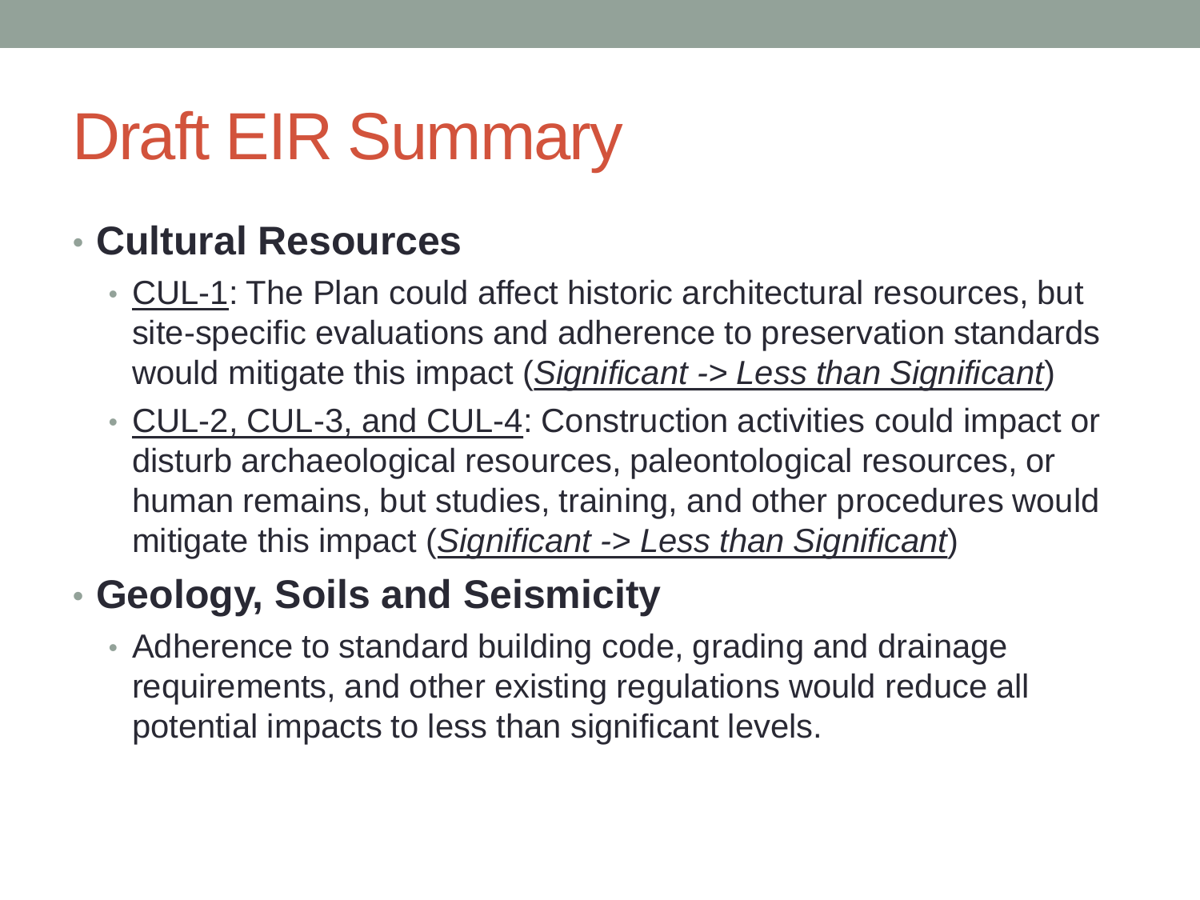# Draft EIR Summary

- **Cultural Resources**
  - <u>CUL-1</u>: The Plan could affect historic architectural resources, but site-specific evaluations and adherence to preservation standards would mitigate this impact (<u>*Significant -> Less than Significant*</u>)
  - <u>CUL-2, CUL-3, and CUL-4</u>: Construction activities could impact or disturb archaeological resources, paleontological resources, or human remains, but studies, training, and other procedures would mitigate this impact (<u>*Significant -> Less than Significant*</u>)
- **Geology, Soils and Seismicity**
  - Adherence to standard building code, grading and drainage requirements, and other existing regulations would reduce all potential impacts to less than significant levels.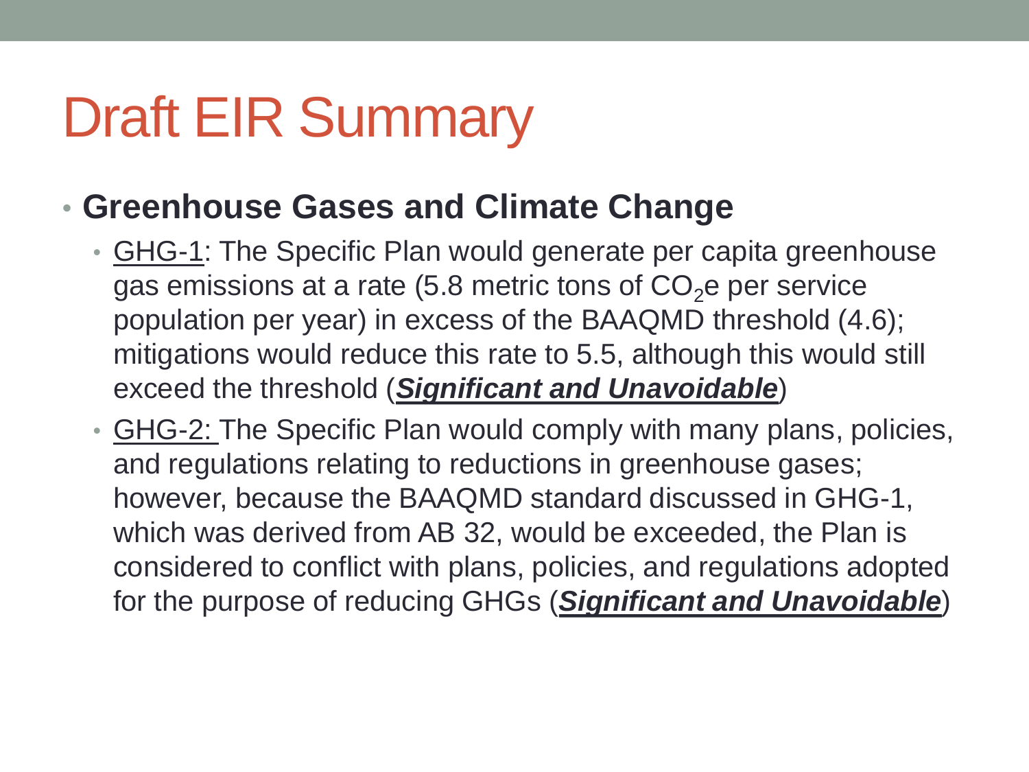# Draft EIR Summary

- **Greenhouse Gases and Climate Change**
  - GHG-1: The Specific Plan would generate per capita greenhouse gas emissions at a rate (5.8 metric tons of $CO_2$e per service population per year) in excess of the BAAQMD threshold (4.6); mitigations would reduce this rate to 5.5, although this would still exceed the threshold (***Significant and Unavoidable***)
  - GHG-2: The Specific Plan would comply with many plans, policies, and regulations relating to reductions in greenhouse gases; however, because the BAAQMD standard discussed in GHG-1, which was derived from AB 32, would be exceeded, the Plan is considered to conflict with plans, policies, and regulations adopted for the purpose of reducing GHGs (***Significant and Unavoidable***)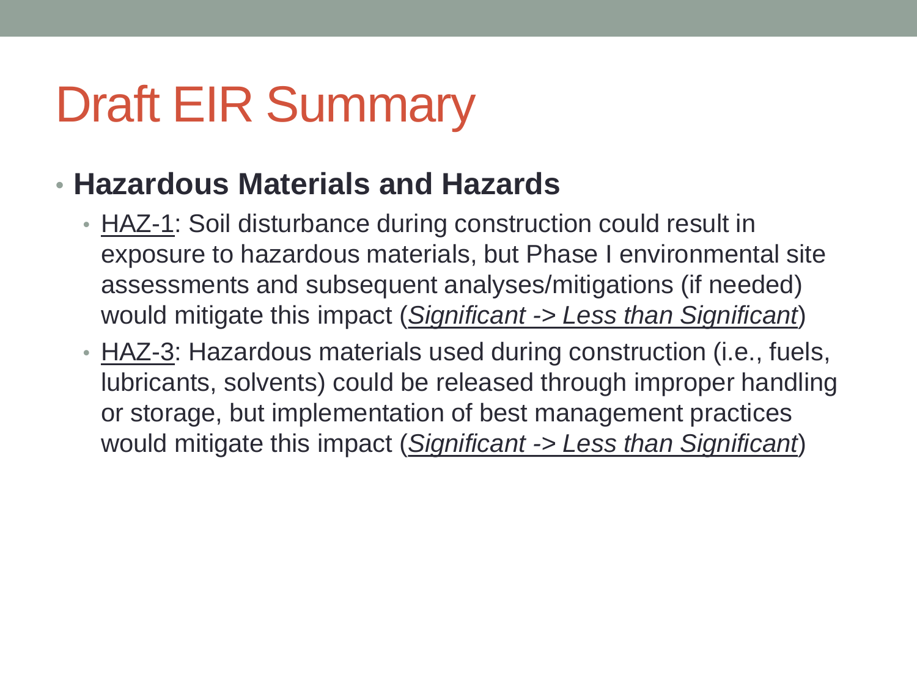# Draft EIR Summary

- **Hazardous Materials and Hazards**
  - HAZ-1: Soil disturbance during construction could result in exposure to hazardous materials, but Phase I environmental site assessments and subsequent analyses/mitigations (if needed) would mitigate this impact (*Significant -> Less than Significant*)
  - HAZ-3: Hazardous materials used during construction (i.e., fuels, lubricants, solvents) could be released through improper handling or storage, but implementation of best management practices would mitigate this impact (*Significant -> Less than Significant*)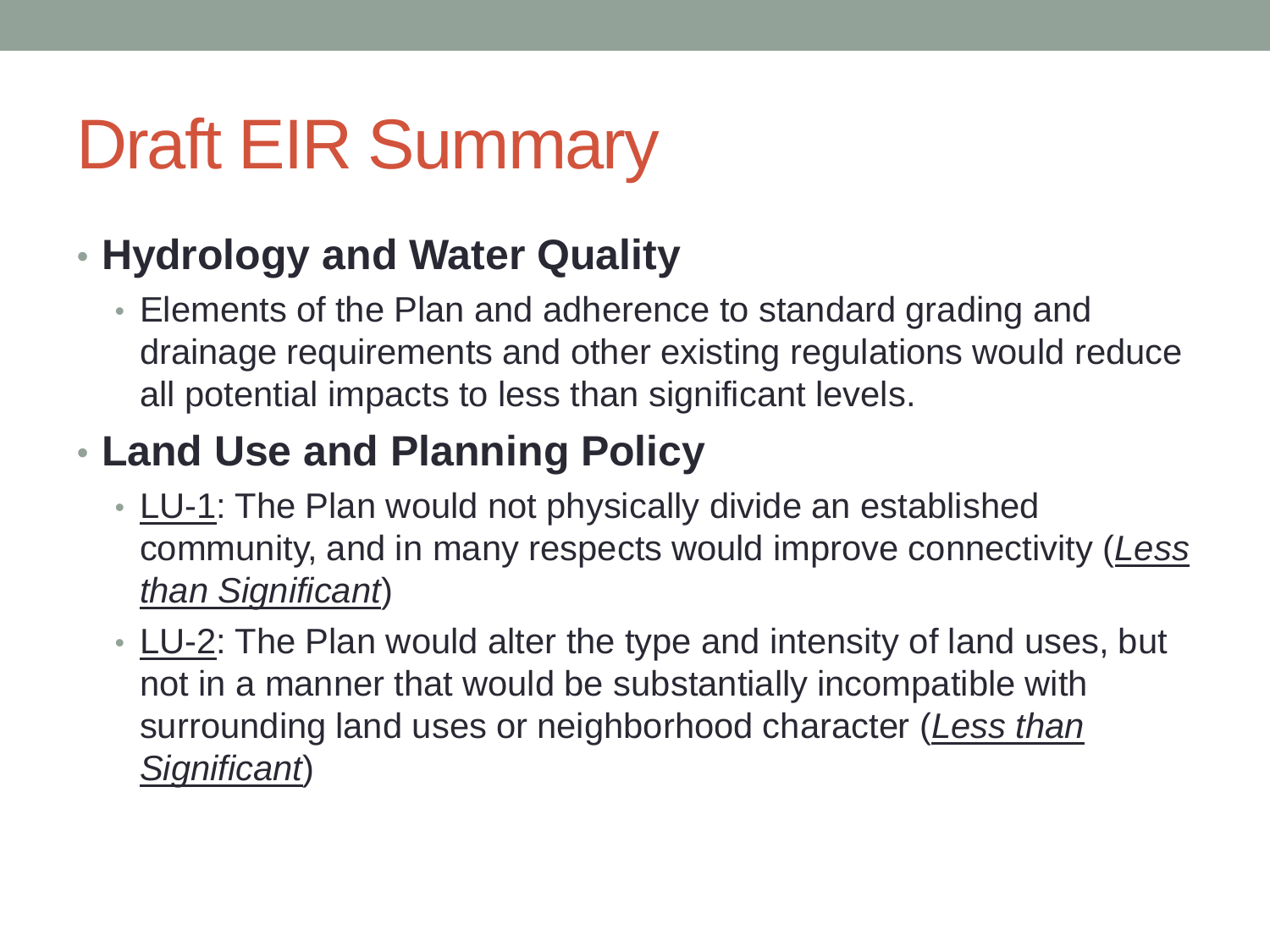# Draft EIR Summary

- **Hydrology and Water Quality**
  - Elements of the Plan and adherence to standard grading and drainage requirements and other existing regulations would reduce all potential impacts to less than significant levels.
- **Land Use and Planning Policy**
  - <u>LU-1</u>: The Plan would not physically divide an established community, and in many respects would improve connectivity (<u>*Less than Significant*</u>)
  - <u>LU-2</u>: The Plan would alter the type and intensity of land uses, but not in a manner that would be substantially incompatible with surrounding land uses or neighborhood character (<u>*Less than Significant*</u>)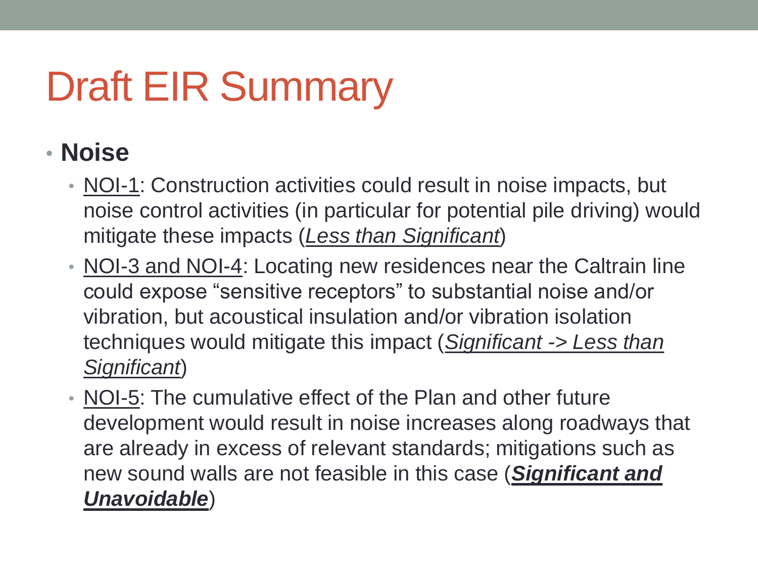# Draft EIR Summary

- **Noise**
  - NOI-1: Construction activities could result in noise impacts, but noise control activities (in particular for potential pile driving) would mitigate these impacts (*Less than Significant*)
  - NOI-3 and NOI-4: Locating new residences near the Caltrain line could expose "sensitive receptors" to substantial noise and/or vibration, but acoustical insulation and/or vibration isolation techniques would mitigate this impact (*Significant -> Less than Significant*)
  - NOI-5: The cumulative effect of the Plan and other future development would result in noise increases along roadways that are already in excess of relevant standards; mitigations such as new sound walls are not feasible in this case (***Significant and Unavoidable***)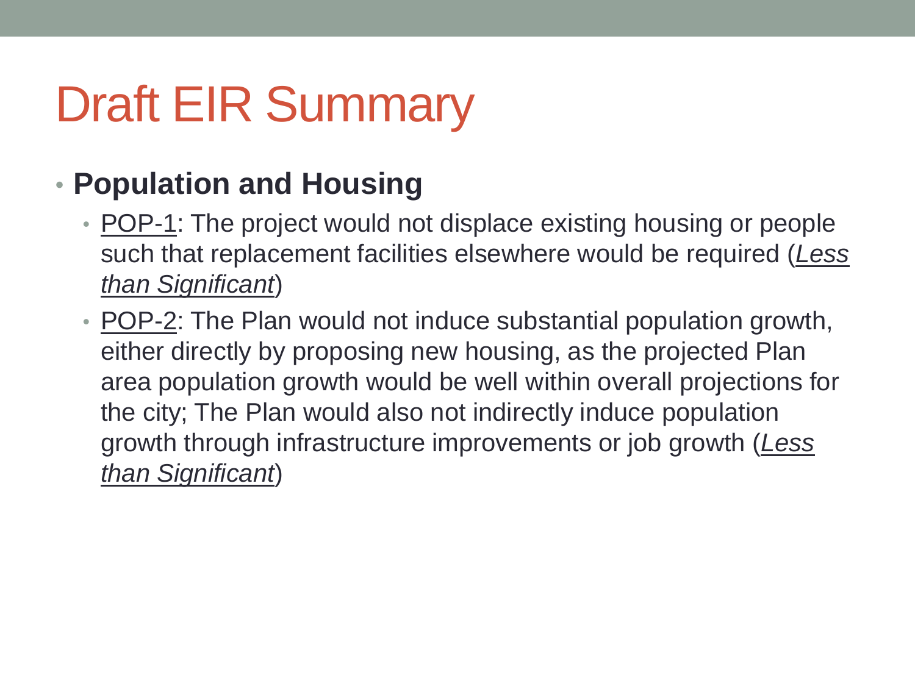# Draft EIR Summary

- **Population and Housing**
  - POP-1: The project would not displace existing housing or people such that replacement facilities elsewhere would be required (*Less than Significant*)
  - POP-2: The Plan would not induce substantial population growth, either directly by proposing new housing, as the projected Plan area population growth would be well within overall projections for the city; The Plan would also not indirectly induce population growth through infrastructure improvements or job growth (*Less than Significant*)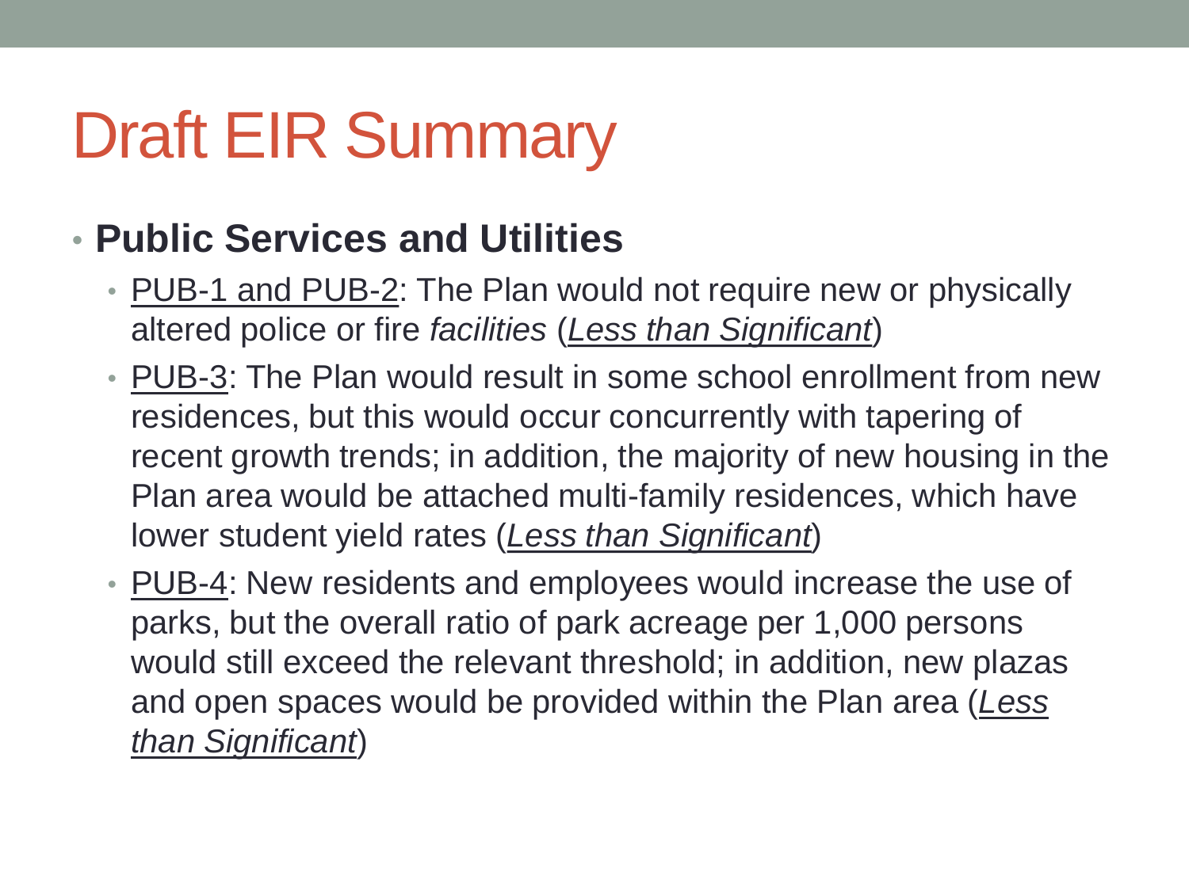# Draft EIR Summary

- **Public Services and Utilities**
  - PUB-1 and PUB-2: The Plan would not require new or physically altered police or fire *facilities* (*Less than Significant*)
  - PUB-3: The Plan would result in some school enrollment from new residences, but this would occur concurrently with tapering of recent growth trends; in addition, the majority of new housing in the Plan area would be attached multi-family residences, which have lower student yield rates (*Less than Significant*)
  - PUB-4: New residents and employees would increase the use of parks, but the overall ratio of park acreage per 1,000 persons would still exceed the relevant threshold; in addition, new plazas and open spaces would be provided within the Plan area (*Less than Significant*)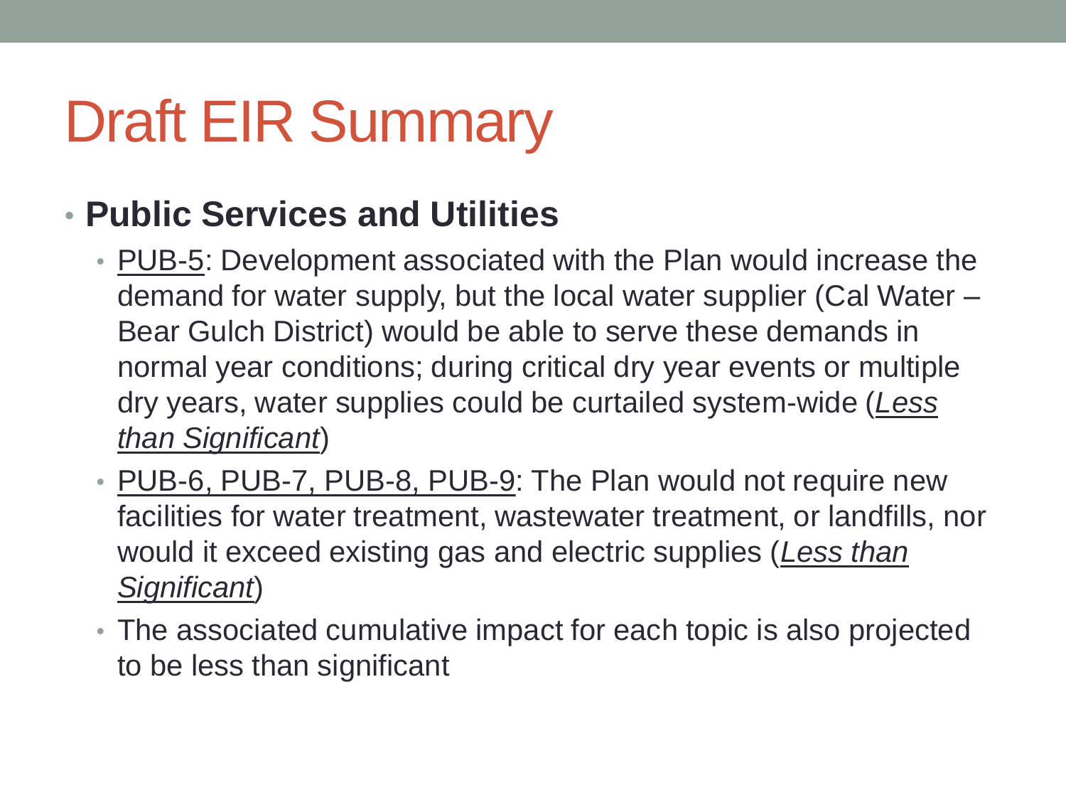# Draft EIR Summary

- **Public Services and Utilities**
  - <u>PUB-5</u>: Development associated with the Plan would increase the demand for water supply, but the local water supplier (Cal Water – Bear Gulch District) would be able to serve these demands in normal year conditions; during critical dry year events or multiple dry years, water supplies could be curtailed system-wide (*<u>Less than Significant</u>*)
  - <u>PUB-6, PUB-7, PUB-8, PUB-9</u>: The Plan would not require new facilities for water treatment, wastewater treatment, or landfills, nor would it exceed existing gas and electric supplies (*<u>Less than Significant</u>*)
  - The associated cumulative impact for each topic is also projected to be less than significant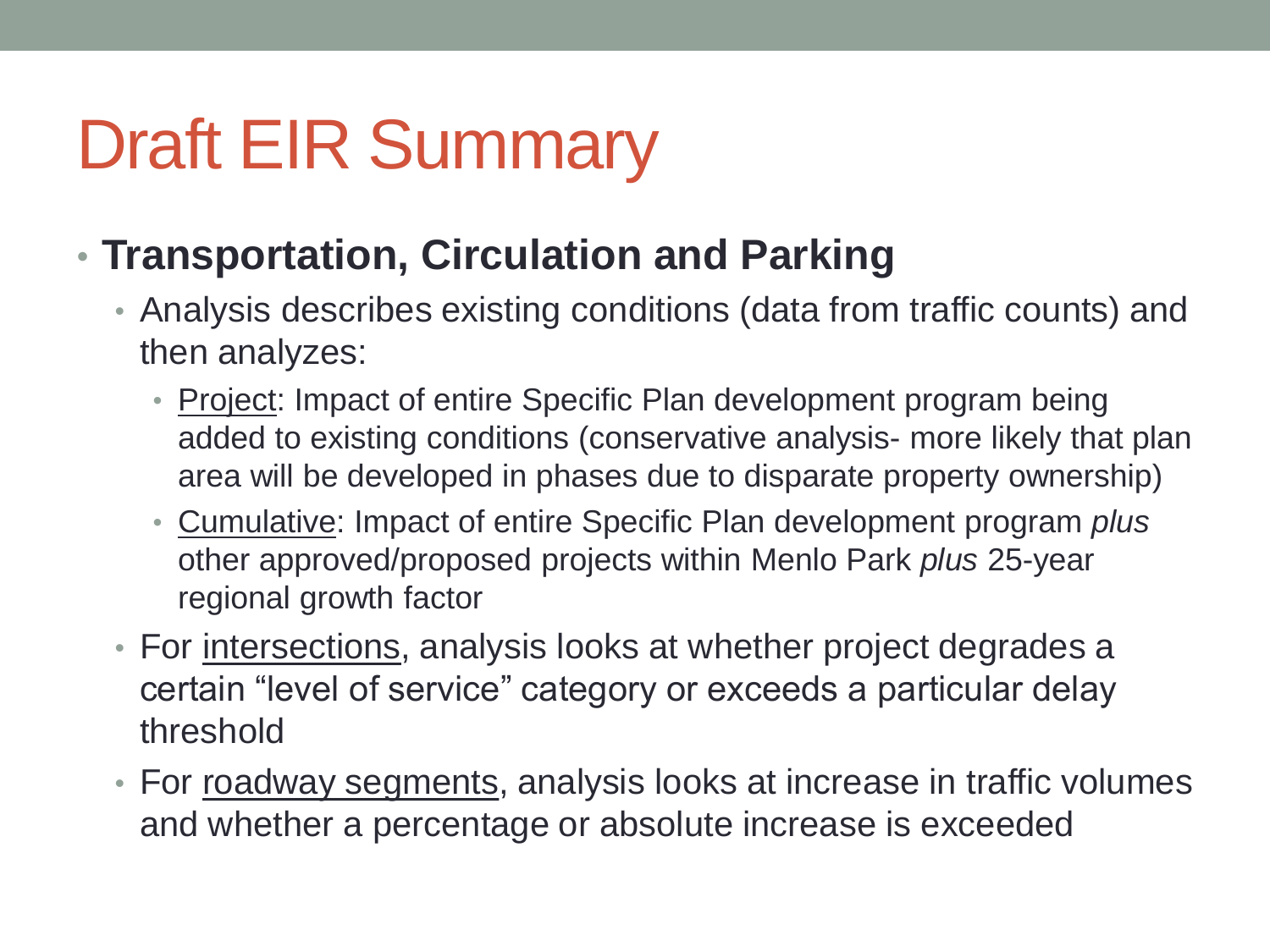# Draft EIR Summary

- **Transportation, Circulation and Parking**
  - Analysis describes existing conditions (data from traffic counts) and then analyzes:
    - Project: Impact of entire Specific Plan development program being added to existing conditions (conservative analysis- more likely that plan area will be developed in phases due to disparate property ownership)
    - Cumulative: Impact of entire Specific Plan development program *plus* other approved/proposed projects within Menlo Park *plus* 25-year regional growth factor
  - For intersections, analysis looks at whether project degrades a certain "level of service" category or exceeds a particular delay threshold
  - For roadway segments, analysis looks at increase in traffic volumes and whether a percentage or absolute increase is exceeded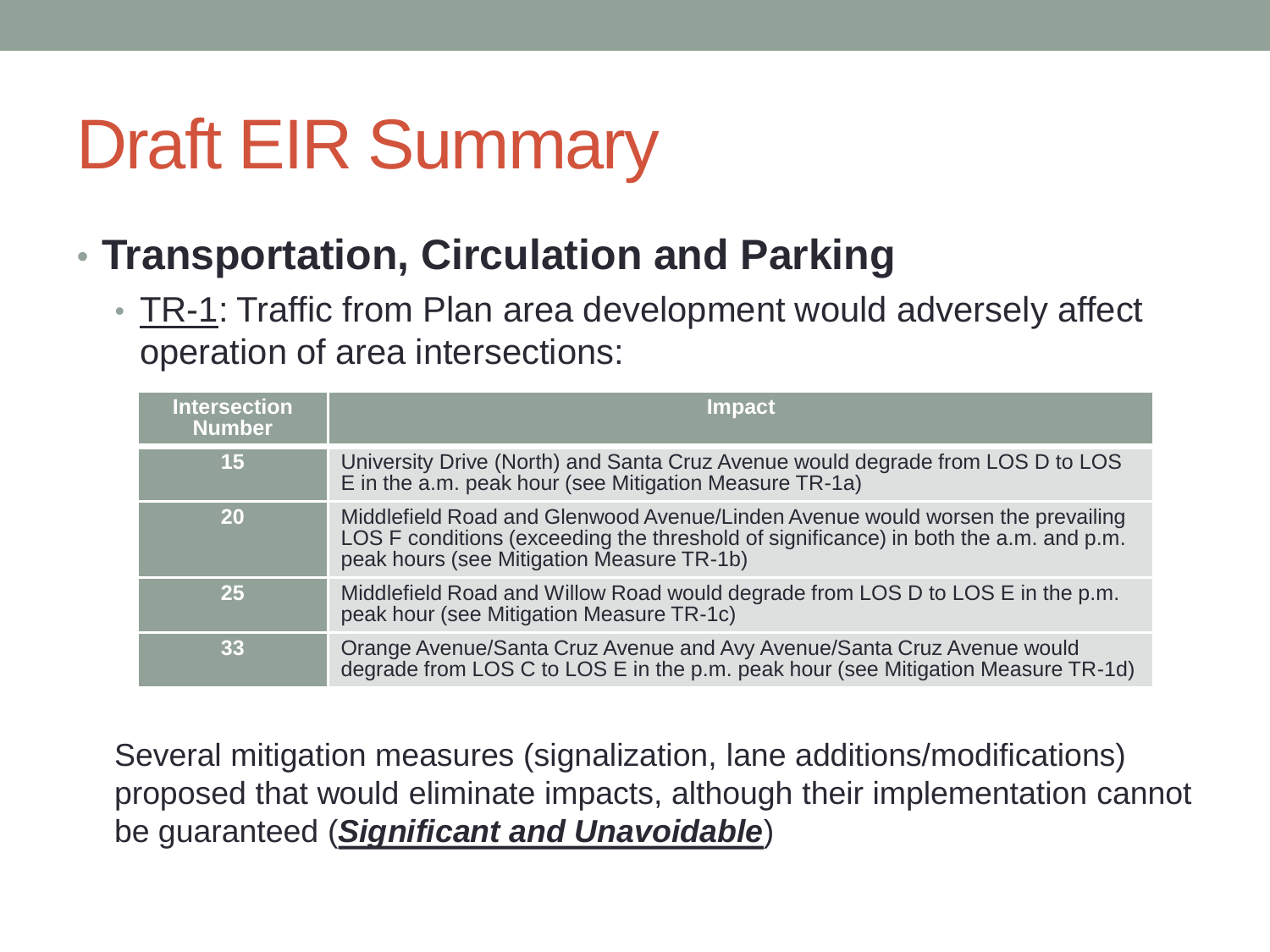# Draft EIR Summary

- **Transportation, Circulation and Parking**
  - TR-1: Traffic from Plan area development would adversely affect operation of area intersections:

| Intersection Number | Impact |
|---|---|
| 15 | University Drive (North) and Santa Cruz Avenue would degrade from LOS D to LOS E in the a.m. peak hour (see Mitigation Measure TR-1a) |
| 20 | Middlefield Road and Glenwood Avenue/Linden Avenue would worsen the prevailing LOS F conditions (exceeding the threshold of significance) in both the a.m. and p.m. peak hours (see Mitigation Measure TR-1b) |
| 25 | Middlefield Road and Willow Road would degrade from LOS D to LOS E in the p.m. peak hour (see Mitigation Measure TR-1c) |
| 33 | Orange Avenue/Santa Cruz Avenue and Avy Avenue/Santa Cruz Avenue would degrade from LOS C to LOS E in the p.m. peak hour (see Mitigation Measure TR-1d) |

Several mitigation measures (signalization, lane additions/modifications) proposed that would eliminate impacts, although their implementation cannot be guaranteed (***Significant and Unavoidable***)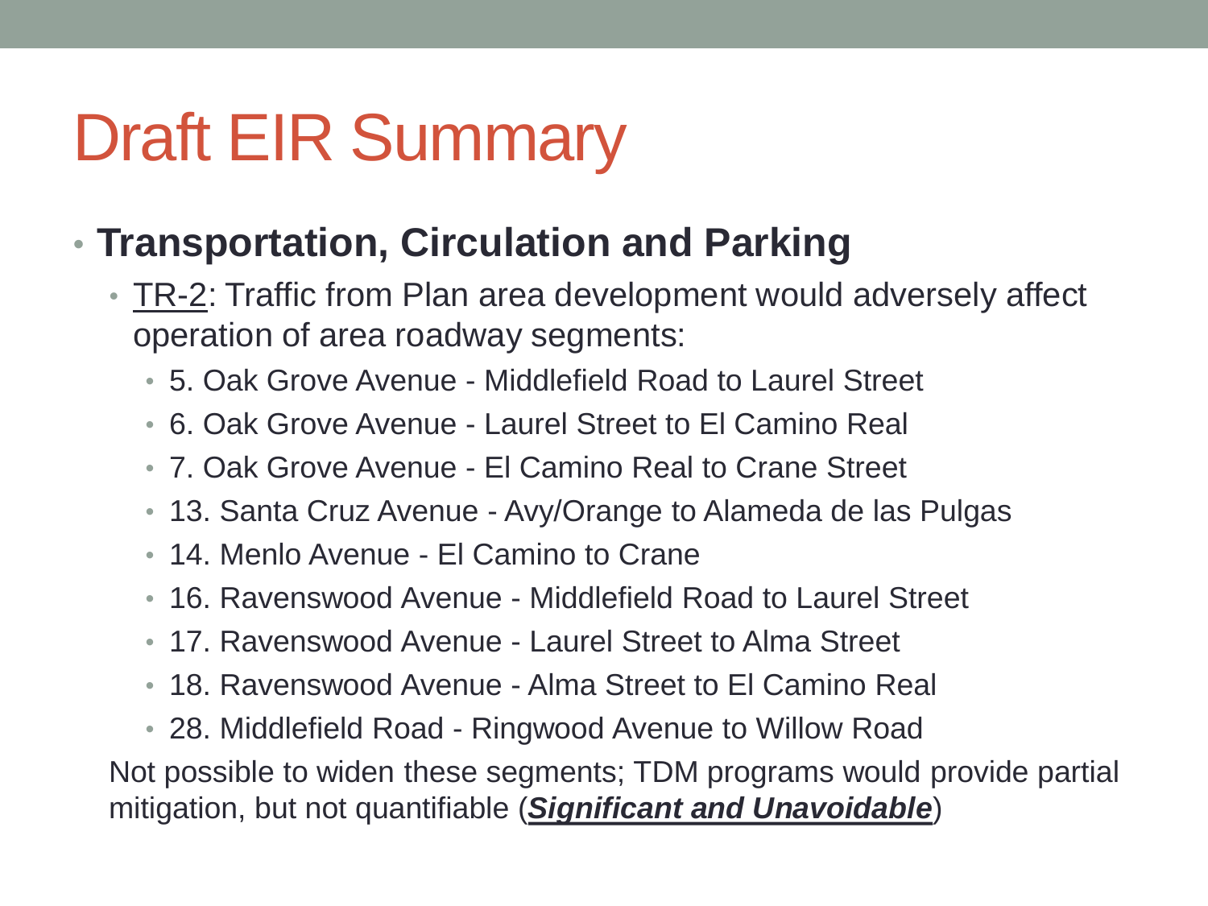# Draft EIR Summary

- **Transportation, Circulation and Parking**
  - <u>TR-2</u>: Traffic from Plan area development would adversely affect operation of area roadway segments:
    - 5. Oak Grove Avenue - Middlefield Road to Laurel Street
    - 6. Oak Grove Avenue - Laurel Street to El Camino Real
    - 7. Oak Grove Avenue - El Camino Real to Crane Street
    - 13. Santa Cruz Avenue - Avy/Orange to Alameda de las Pulgas
    - 14. Menlo Avenue - El Camino to Crane
    - 16. Ravenswood Avenue - Middlefield Road to Laurel Street
    - 17. Ravenswood Avenue - Laurel Street to Alma Street
    - 18. Ravenswood Avenue - Alma Street to El Camino Real
    - 28. Middlefield Road - Ringwood Avenue to Willow Road

  Not possible to widen these segments; TDM programs would provide partial mitigation, but not quantifiable (***<u>Significant and Unavoidable</u>***)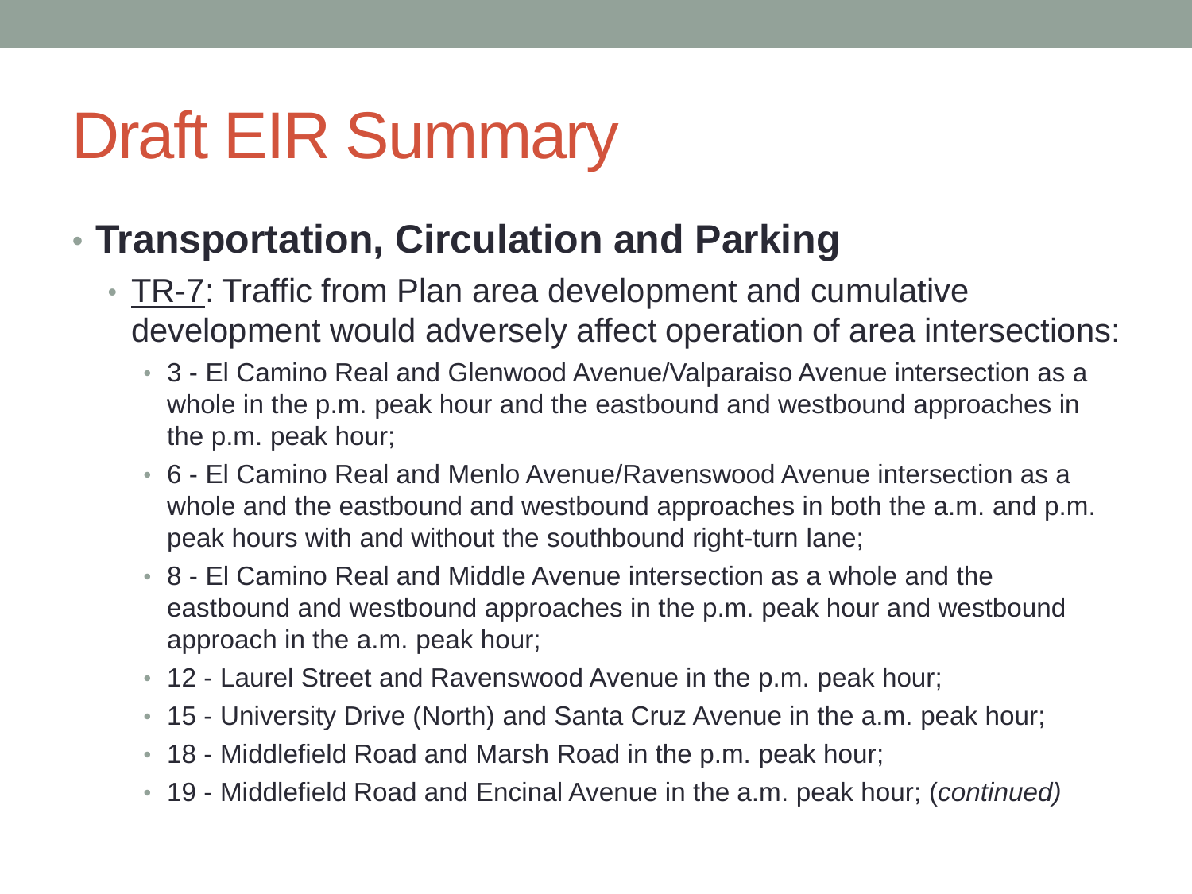# Draft EIR Summary

- **Transportation, Circulation and Parking**
  - TR-7: Traffic from Plan area development and cumulative development would adversely affect operation of area intersections:
    - 3 - El Camino Real and Glenwood Avenue/Valparaiso Avenue intersection as a whole in the p.m. peak hour and the eastbound and westbound approaches in the p.m. peak hour;
    - 6 - El Camino Real and Menlo Avenue/Ravenswood Avenue intersection as a whole and the eastbound and westbound approaches in both the a.m. and p.m. peak hours with and without the southbound right-turn lane;
    - 8 - El Camino Real and Middle Avenue intersection as a whole and the eastbound and westbound approaches in the p.m. peak hour and westbound approach in the a.m. peak hour;
    - 12 - Laurel Street and Ravenswood Avenue in the p.m. peak hour;
    - 15 - University Drive (North) and Santa Cruz Avenue in the a.m. peak hour;
    - 18 - Middlefield Road and Marsh Road in the p.m. peak hour;
    - 19 - Middlefield Road and Encinal Avenue in the a.m. peak hour; (*continued)*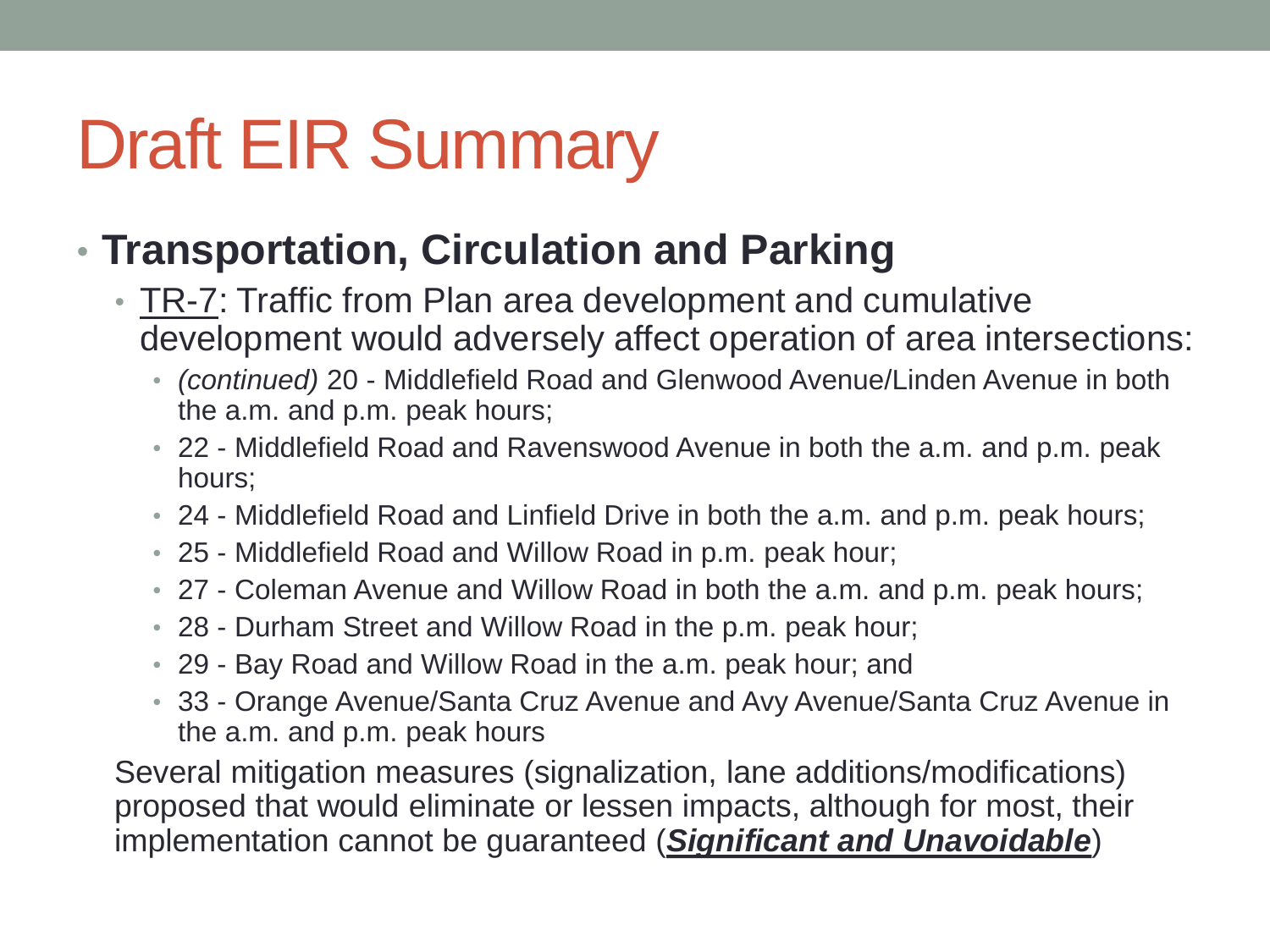# Draft EIR Summary

- **Transportation, Circulation and Parking**
  - TR-7: Traffic from Plan area development and cumulative development would adversely affect operation of area intersections:
    - *(continued)* 20 - Middlefield Road and Glenwood Avenue/Linden Avenue in both the a.m. and p.m. peak hours;
    - 22 - Middlefield Road and Ravenswood Avenue in both the a.m. and p.m. peak hours;
    - 24 - Middlefield Road and Linfield Drive in both the a.m. and p.m. peak hours;
    - 25 - Middlefield Road and Willow Road in p.m. peak hour;
    - 27 - Coleman Avenue and Willow Road in both the a.m. and p.m. peak hours;
    - 28 - Durham Street and Willow Road in the p.m. peak hour;
    - 29 - Bay Road and Willow Road in the a.m. peak hour; and
    - 33 - Orange Avenue/Santa Cruz Avenue and Avy Avenue/Santa Cruz Avenue in the a.m. and p.m. peak hours

  Several mitigation measures (signalization, lane additions/modifications) proposed that would eliminate or lessen impacts, although for most, their implementation cannot be guaranteed (***Significant and Unavoidable***)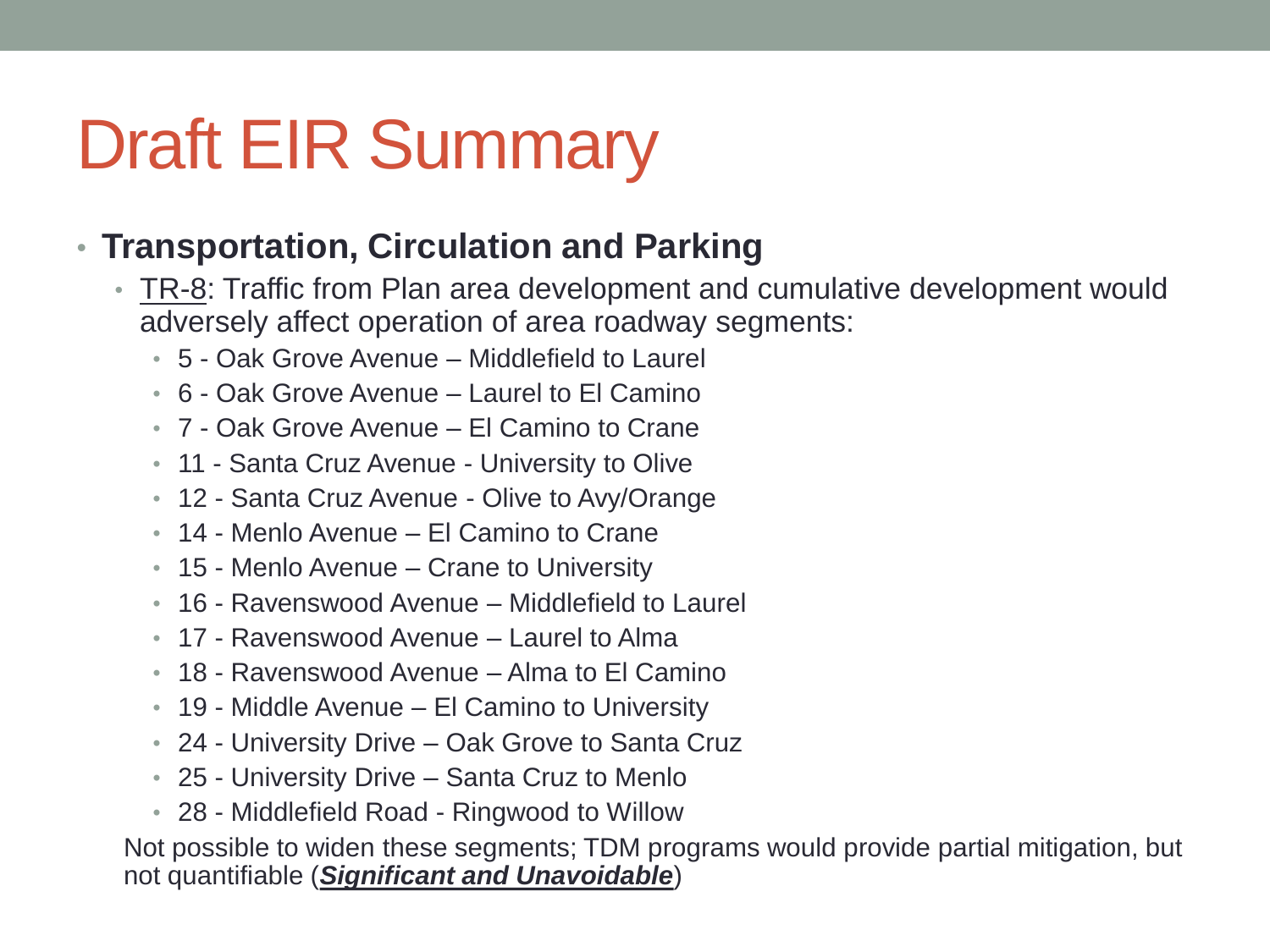# Draft EIR Summary

- **Transportation, Circulation and Parking**
  - TR-8: Traffic from Plan area development and cumulative development would adversely affect operation of area roadway segments:
    - 5 - Oak Grove Avenue – Middlefield to Laurel
    - 6 - Oak Grove Avenue – Laurel to El Camino
    - 7 - Oak Grove Avenue – El Camino to Crane
    - 11 - Santa Cruz Avenue - University to Olive
    - 12 - Santa Cruz Avenue - Olive to Avy/Orange
    - 14 - Menlo Avenue – El Camino to Crane
    - 15 - Menlo Avenue – Crane to University
    - 16 - Ravenswood Avenue – Middlefield to Laurel
    - 17 - Ravenswood Avenue – Laurel to Alma
    - 18 - Ravenswood Avenue – Alma to El Camino
    - 19 - Middle Avenue – El Camino to University
    - 24 - University Drive – Oak Grove to Santa Cruz
    - 25 - University Drive – Santa Cruz to Menlo
    - 28 - Middlefield Road - Ringwood to Willow

  Not possible to widen these segments; TDM programs would provide partial mitigation, but not quantifiable (***Significant and Unavoidable***)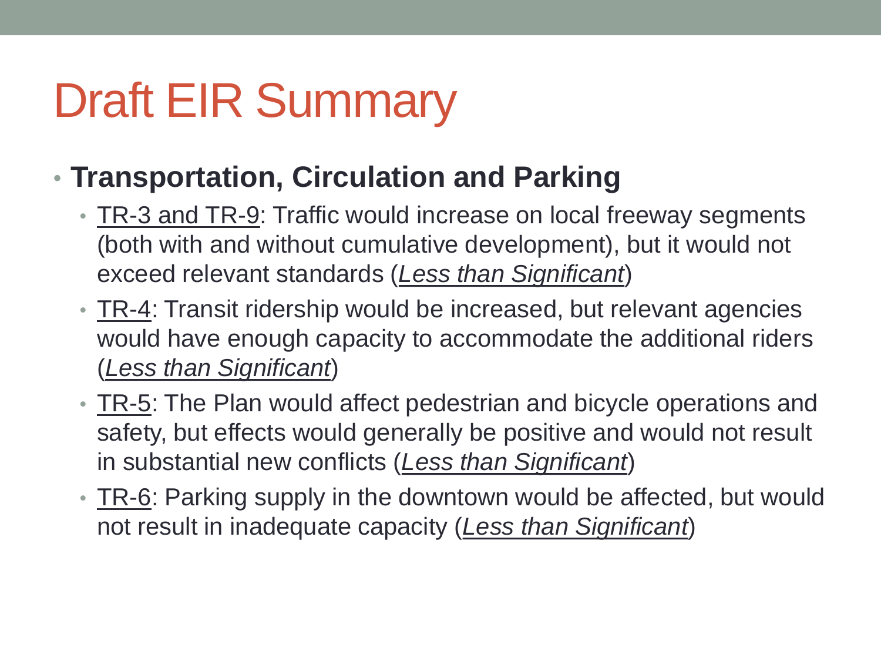# Draft EIR Summary

- **Transportation, Circulation and Parking**
  - TR-3 and TR-9: Traffic would increase on local freeway segments (both with and without cumulative development), but it would not exceed relevant standards (*Less than Significant*)
  - TR-4: Transit ridership would be increased, but relevant agencies would have enough capacity to accommodate the additional riders (*Less than Significant*)
  - TR-5: The Plan would affect pedestrian and bicycle operations and safety, but effects would generally be positive and would not result in substantial new conflicts (*Less than Significant*)
  - TR-6: Parking supply in the downtown would be affected, but would not result in inadequate capacity (*Less than Significant*)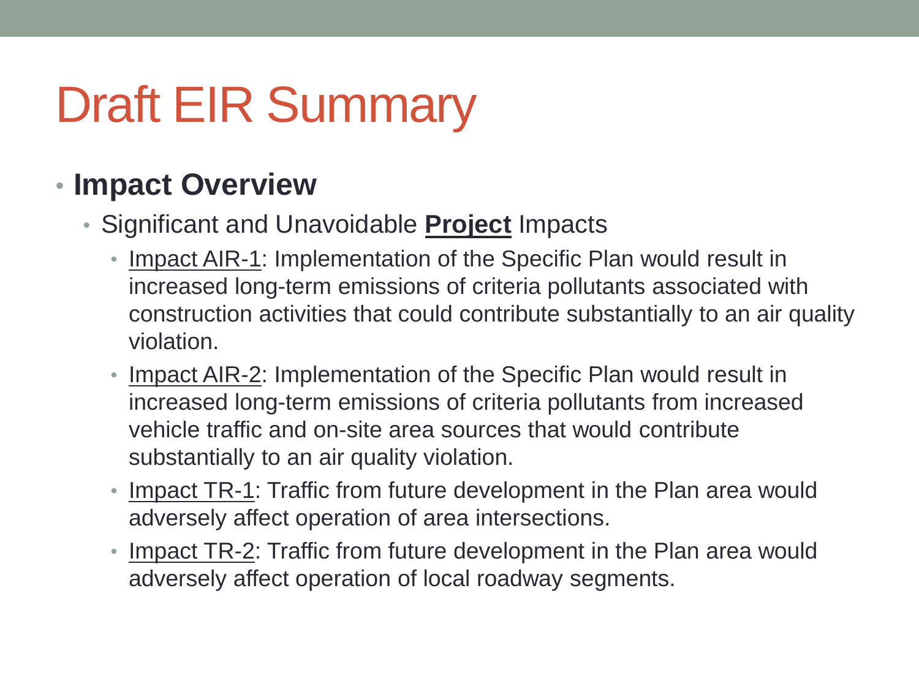# Draft EIR Summary

- **Impact Overview**
  - Significant and Unavoidable **Project** Impacts
    - Impact AIR-1: Implementation of the Specific Plan would result in increased long-term emissions of criteria pollutants associated with construction activities that could contribute substantially to an air quality violation.
    - Impact AIR-2: Implementation of the Specific Plan would result in increased long-term emissions of criteria pollutants from increased vehicle traffic and on-site area sources that would contribute substantially to an air quality violation.
    - Impact TR-1: Traffic from future development in the Plan area would adversely affect operation of area intersections.
    - Impact TR-2: Traffic from future development in the Plan area would adversely affect operation of local roadway segments.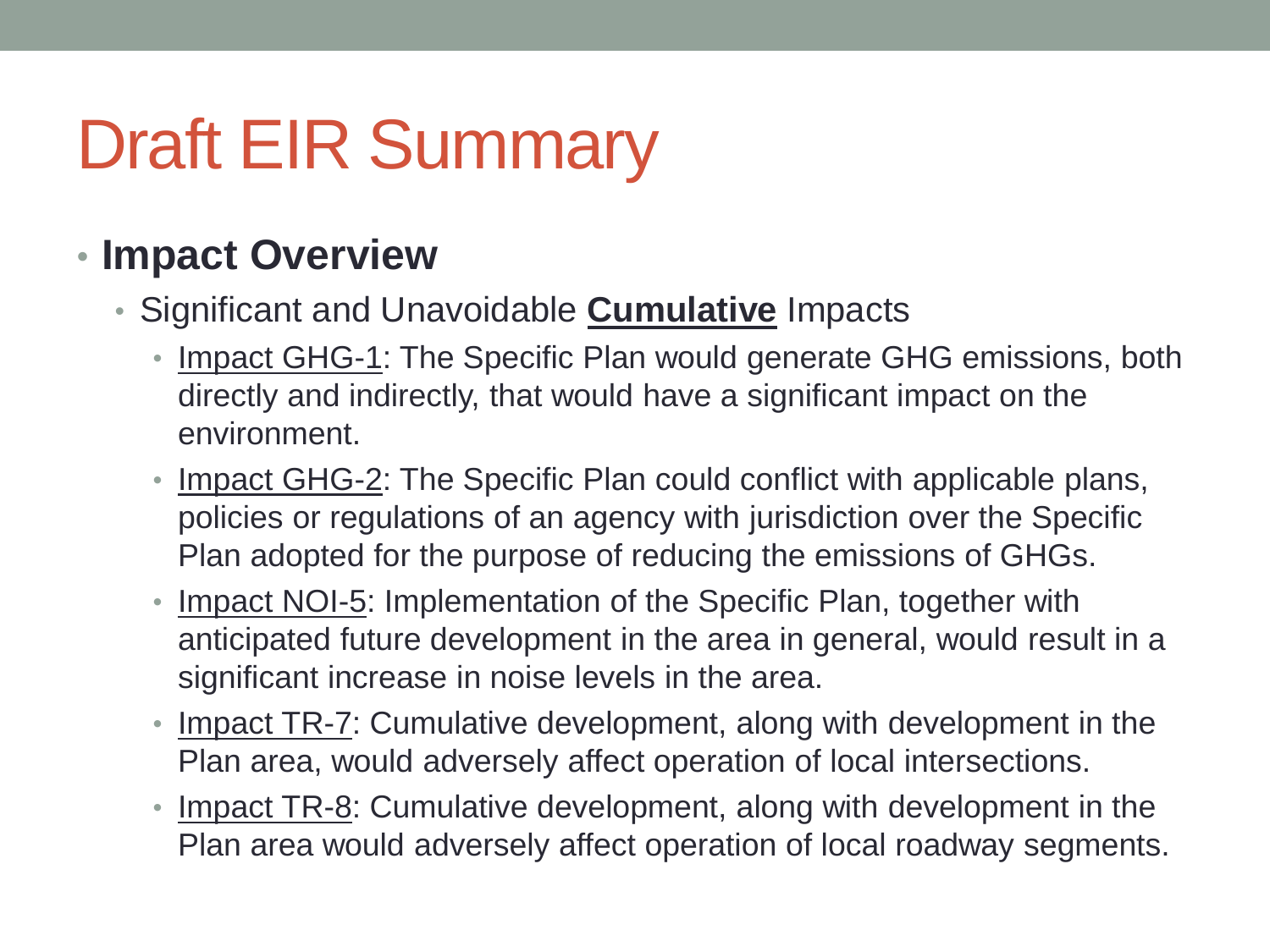# Draft EIR Summary

- **Impact Overview**
  - Significant and Unavoidable **Cumulative** Impacts
    - Impact GHG-1: The Specific Plan would generate GHG emissions, both directly and indirectly, that would have a significant impact on the environment.
    - Impact GHG-2: The Specific Plan could conflict with applicable plans, policies or regulations of an agency with jurisdiction over the Specific Plan adopted for the purpose of reducing the emissions of GHGs.
    - Impact NOI-5: Implementation of the Specific Plan, together with anticipated future development in the area in general, would result in a significant increase in noise levels in the area.
    - Impact TR-7: Cumulative development, along with development in the Plan area, would adversely affect operation of local intersections.
    - Impact TR-8: Cumulative development, along with development in the Plan area would adversely affect operation of local roadway segments.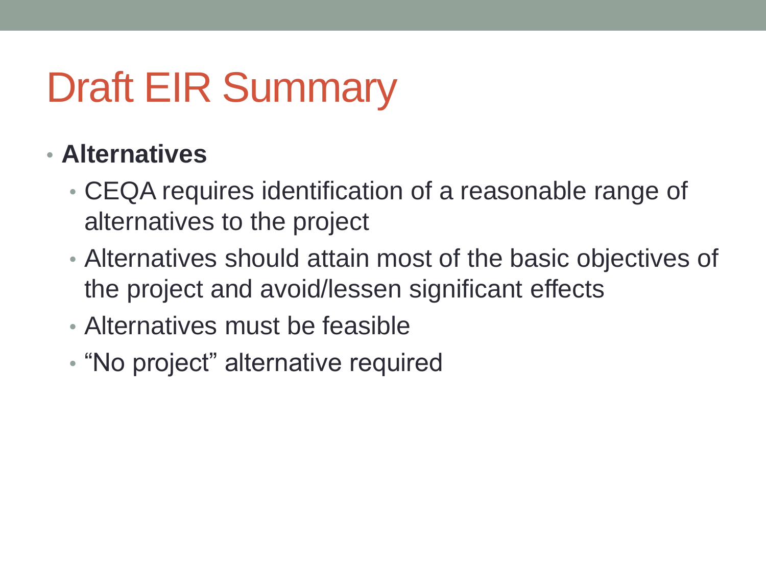# Draft EIR Summary

- **Alternatives**
  - CEQA requires identification of a reasonable range of alternatives to the project
  - Alternatives should attain most of the basic objectives of the project and avoid/lessen significant effects
  - Alternatives must be feasible
  - “No project” alternative required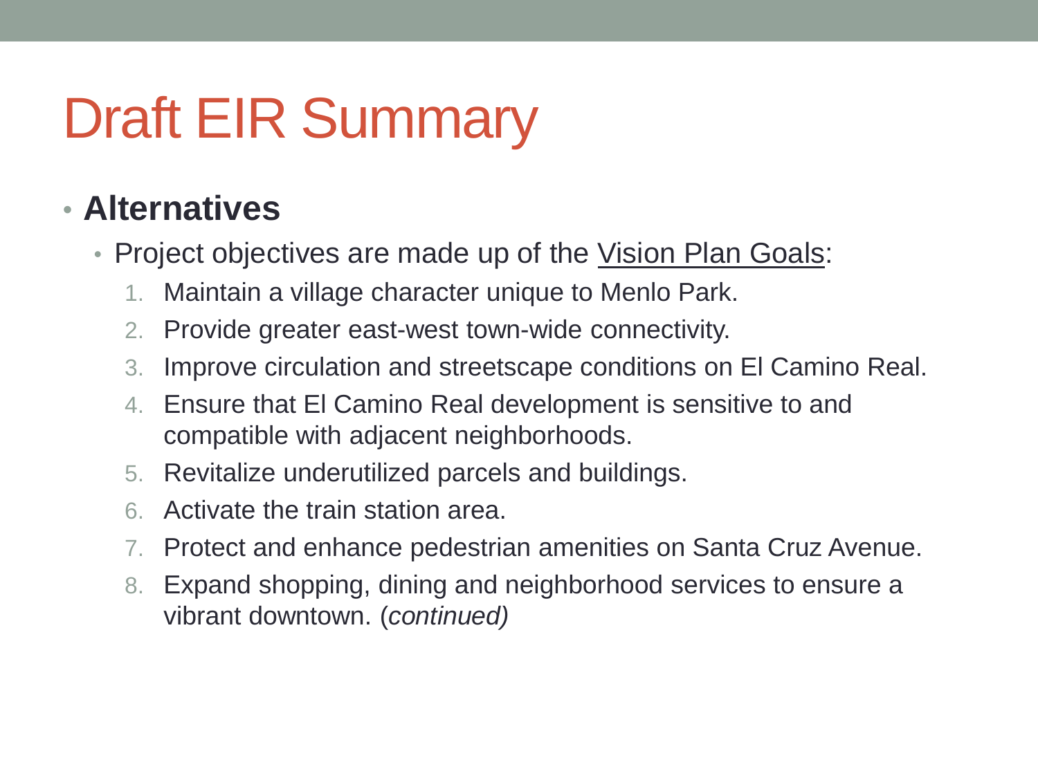# Draft EIR Summary

- **Alternatives**
  - Project objectives are made up of the Vision Plan Goals:
    1. Maintain a village character unique to Menlo Park.
    2. Provide greater east-west town-wide connectivity.
    3. Improve circulation and streetscape conditions on El Camino Real.
    4. Ensure that El Camino Real development is sensitive to and compatible with adjacent neighborhoods.
    5. Revitalize underutilized parcels and buildings.
    6. Activate the train station area.
    7. Protect and enhance pedestrian amenities on Santa Cruz Avenue.
    8. Expand shopping, dining and neighborhood services to ensure a vibrant downtown. (*continued)*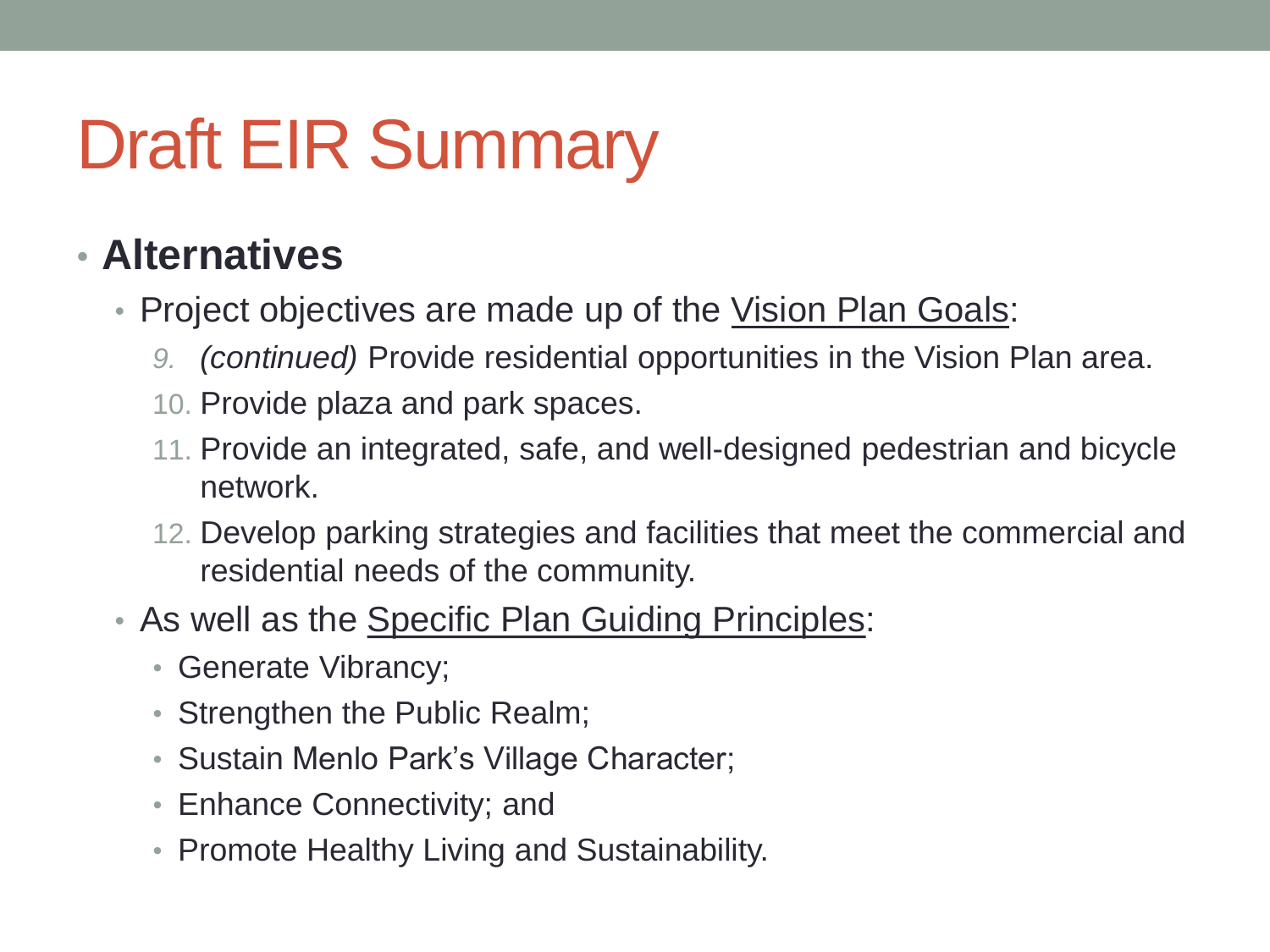# Draft EIR Summary

- **Alternatives**
  - Project objectives are made up of the Vision Plan Goals:
    9. *(continued)* Provide residential opportunities in the Vision Plan area.
    10. Provide plaza and park spaces.
    11. Provide an integrated, safe, and well-designed pedestrian and bicycle network.
    12. Develop parking strategies and facilities that meet the commercial and residential needs of the community.
  - As well as the Specific Plan Guiding Principles:
    - Generate Vibrancy;
    - Strengthen the Public Realm;
    - Sustain Menlo Park's Village Character;
    - Enhance Connectivity; and
    - Promote Healthy Living and Sustainability.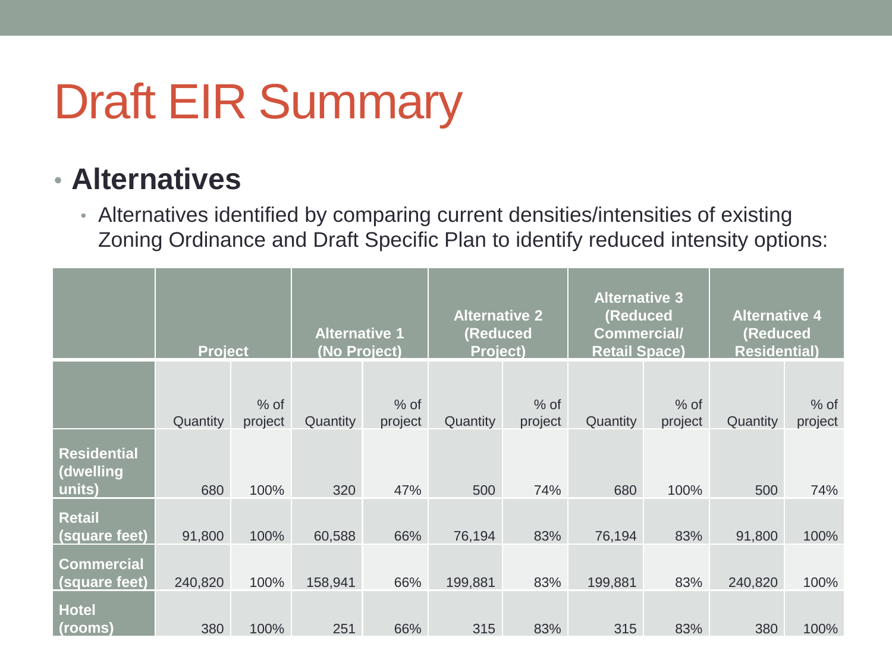# Draft EIR Summary

- **Alternatives**
  - Alternatives identified by comparing current densities/intensities of existing Zoning Ordinance and Draft Specific Plan to identify reduced intensity options:

| | Project | | Alternative 1 (No Project) | | Alternative 2 (Reduced Project) | | Alternative 3 (Reduced Commercial/ Retail Space) | | Alternative 4 (Reduced Residential) | |
|---|---|---|---|---|---|---|---|---|---|---|
| | Quantity | % of project | Quantity | % of project | Quantity | % of project | Quantity | % of project | Quantity | % of project |
| **Residential (dwelling units)** | 680 | 100% | 320 | 47% | 500 | 74% | 680 | 100% | 500 | 74% |
| **Retail (square feet)** | 91,800 | 100% | 60,588 | 66% | 76,194 | 83% | 76,194 | 83% | 91,800 | 100% |
| **Commercial (square feet)** | 240,820 | 100% | 158,941 | 66% | 199,881 | 83% | 199,881 | 83% | 240,820 | 100% |
| **Hotel (rooms)** | 380 | 100% | 251 | 66% | 315 | 83% | 315 | 83% | 380 | 100% |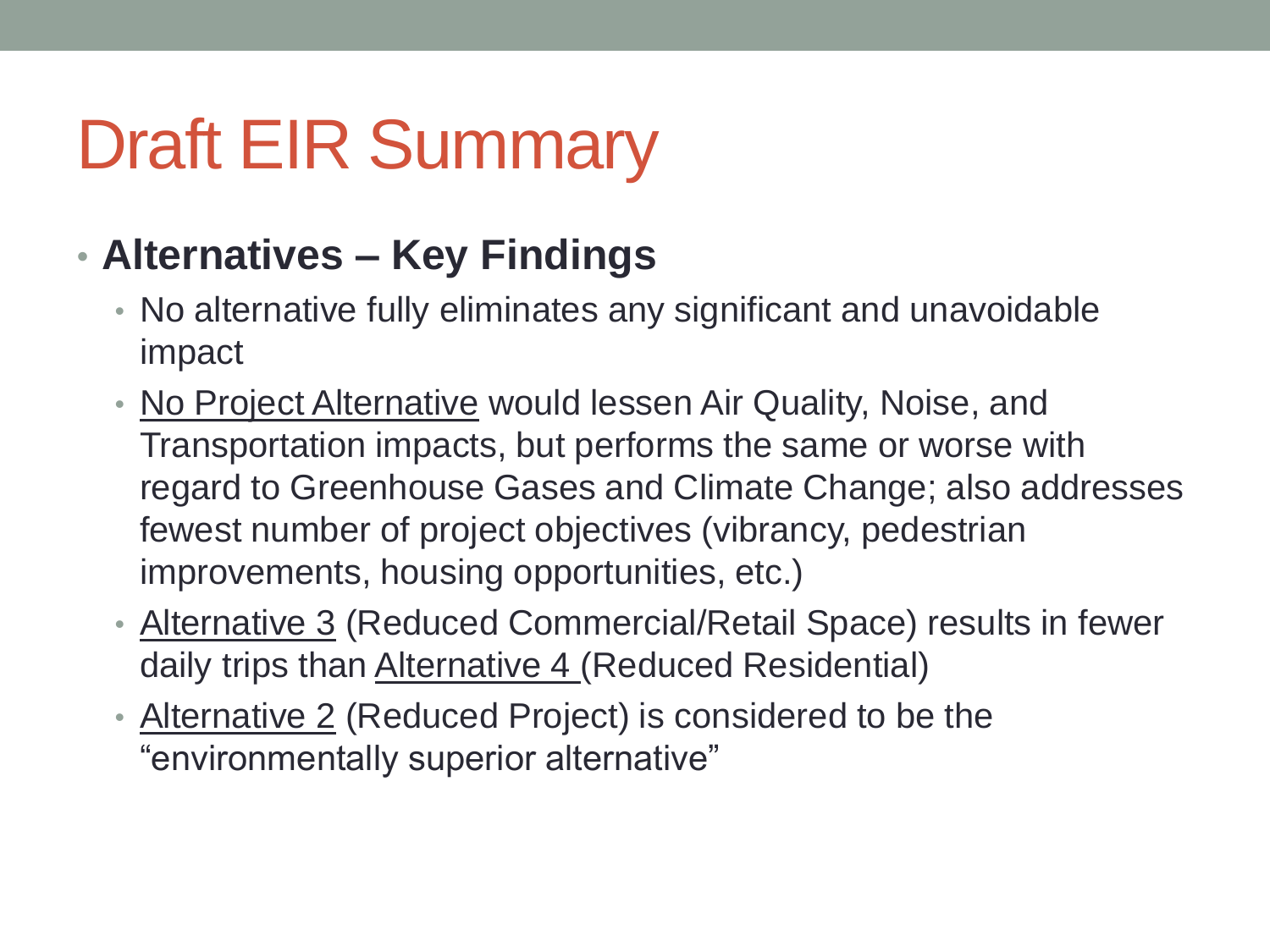# Draft EIR Summary

- **Alternatives – Key Findings**
  - No alternative fully eliminates any significant and unavoidable impact
  - No Project Alternative would lessen Air Quality, Noise, and Transportation impacts, but performs the same or worse with regard to Greenhouse Gases and Climate Change; also addresses fewest number of project objectives (vibrancy, pedestrian improvements, housing opportunities, etc.)
  - Alternative 3 (Reduced Commercial/Retail Space) results in fewer daily trips than Alternative 4 (Reduced Residential)
  - Alternative 2 (Reduced Project) is considered to be the "environmentally superior alternative"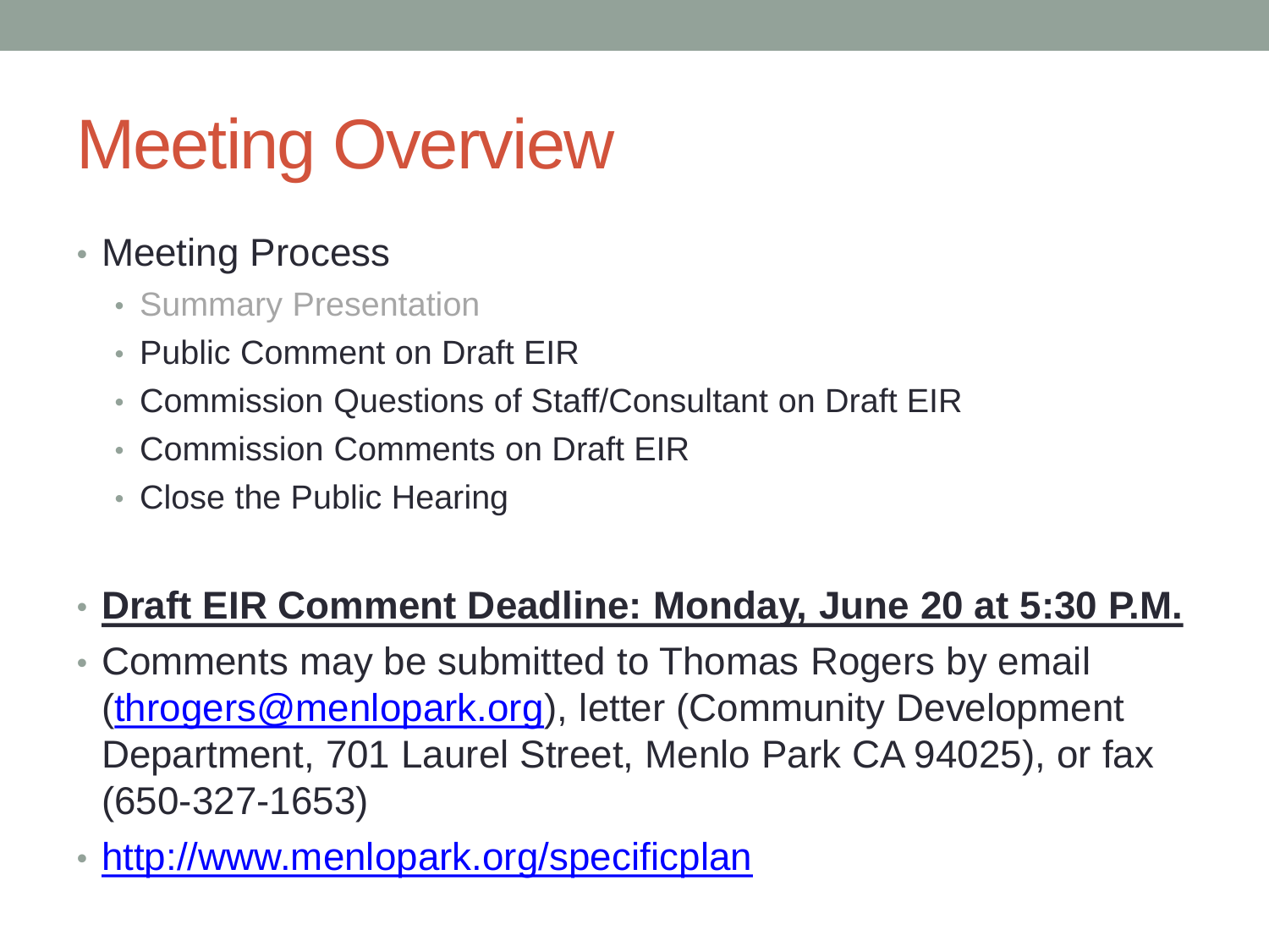# Meeting Overview

- Meeting Process
  - Summary Presentation
  - Public Comment on Draft EIR
  - Commission Questions of Staff/Consultant on Draft EIR
  - Commission Comments on Draft EIR
  - Close the Public Hearing

- **Draft EIR Comment Deadline: Monday, June 20 at 5:30 P.M.**
- Comments may be submitted to Thomas Rogers by email (throgers@menlopark.org), letter (Community Development Department, 701 Laurel Street, Menlo Park CA 94025), or fax (650-327-1653)
- http://www.menlopark.org/specificplan